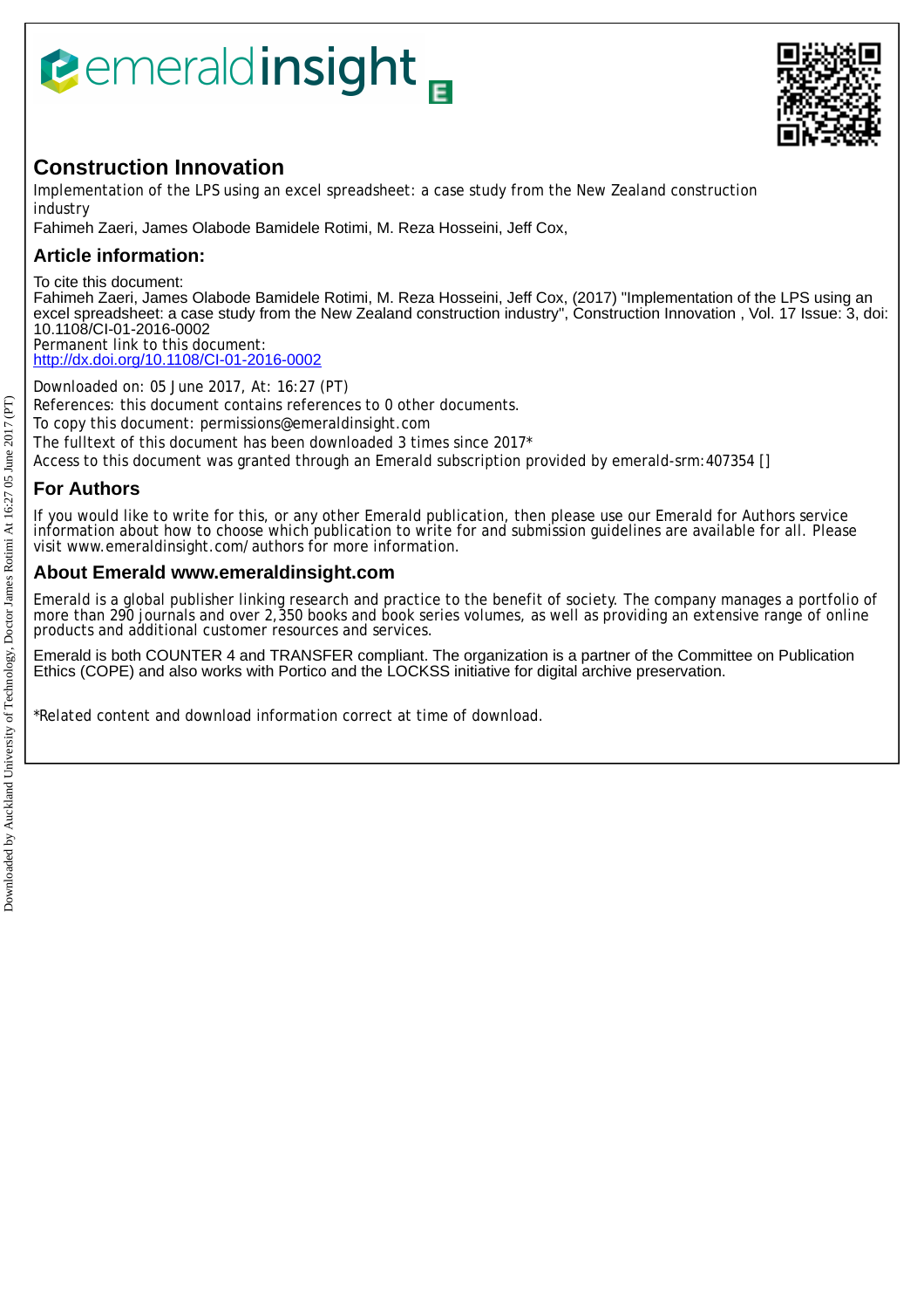# Construction Innovation

Implementation of the LPS using an excel spreadsheet: a case study from the New Zealand construction industry

Fahimeh Zaeri, James Olabode Bamidele Rotimi, M. Reza Hosseini, Jeff Cox,

## Article information:

To cite this document:
Fahimeh Zaeri, James Olabode Bamidele Rotimi, M. Reza Hosseini, Jeff Cox, (2017) "Implementation of the LPS using an excel spreadsheet: a case study from the New Zealand construction industry", Construction Innovation , Vol. 17 Issue: 3, doi: 10.1108/CI-01-2016-0002
Permanent link to this document:
http://dx.doi.org/10.1108/CI-01-2016-0002

Downloaded on: 05 June 2017, At: 16:27 (PT)
References: this document contains references to 0 other documents.
To copy this document: permissions@emeraldinsight.com
The fulltext of this document has been downloaded 3 times since 2017*
Access to this document was granted through an Emerald subscription provided by emerald-srm:407354 []

## For Authors

If you would like to write for this, or any other Emerald publication, then please use our Emerald for Authors service information about how to choose which publication to write for and submission guidelines are available for all. Please visit www.emeraldinsight.com/authors for more information.

## About Emerald www.emeraldinsight.com

Emerald is a global publisher linking research and practice to the benefit of society. The company manages a portfolio of more than 290 journals and over 2,350 books and book series volumes, as well as providing an extensive range of online products and additional customer resources and services.

Emerald is both COUNTER 4 and TRANSFER compliant. The organization is a partner of the Committee on Publication Ethics (COPE) and also works with Portico and the LOCKSS initiative for digital archive preservation.

*Related content and download information correct at time of download.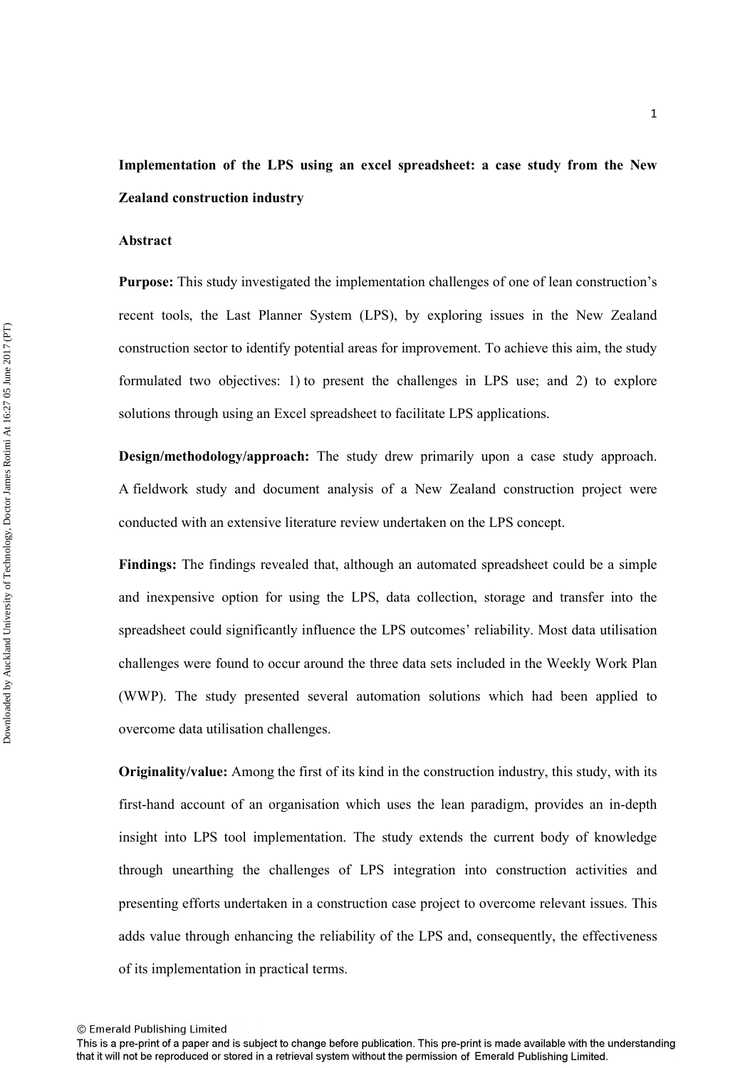**Implementation of the LPS using an excel spreadsheet: a case study from the New Zealand construction industry**

**Abstract**

**Purpose:** This study investigated the implementation challenges of one of lean construction's recent tools, the Last Planner System (LPS), by exploring issues in the New Zealand construction sector to identify potential areas for improvement. To achieve this aim, the study formulated two objectives: 1) to present the challenges in LPS use; and 2) to explore solutions through using an Excel spreadsheet to facilitate LPS applications.

**Design/methodology/approach:** The study drew primarily upon a case study approach. A fieldwork study and document analysis of a New Zealand construction project were conducted with an extensive literature review undertaken on the LPS concept.

**Findings:** The findings revealed that, although an automated spreadsheet could be a simple and inexpensive option for using the LPS, data collection, storage and transfer into the spreadsheet could significantly influence the LPS outcomes' reliability. Most data utilisation challenges were found to occur around the three data sets included in the Weekly Work Plan (WWP). The study presented several automation solutions which had been applied to overcome data utilisation challenges.

**Originality/value:** Among the first of its kind in the construction industry, this study, with its first-hand account of an organisation which uses the lean paradigm, provides an in-depth insight into LPS tool implementation. The study extends the current body of knowledge through unearthing the challenges of LPS integration into construction activities and presenting efforts undertaken in a construction case project to overcome relevant issues. This adds value through enhancing the reliability of the LPS and, consequently, the effectiveness of its implementation in practical terms.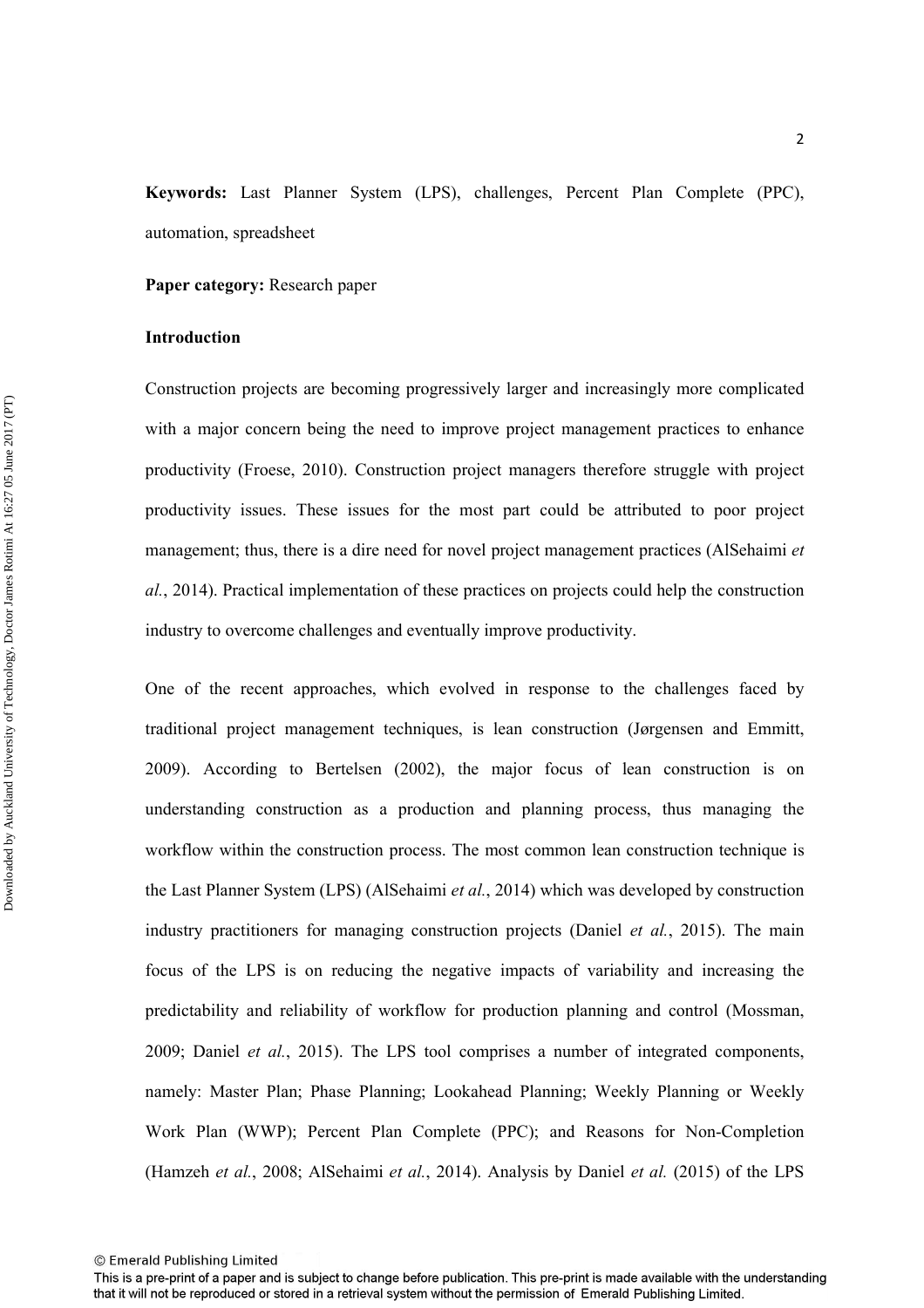**Keywords:** Last Planner System (LPS), challenges, Percent Plan Complete (PPC), automation, spreadsheet

**Paper category:** Research paper

**Introduction**

Construction projects are becoming progressively larger and increasingly more complicated with a major concern being the need to improve project management practices to enhance productivity (Froese, 2010). Construction project managers therefore struggle with project productivity issues. These issues for the most part could be attributed to poor project management; thus, there is a dire need for novel project management practices (AlSehaimi *et al.*, 2014). Practical implementation of these practices on projects could help the construction industry to overcome challenges and eventually improve productivity.

One of the recent approaches, which evolved in response to the challenges faced by traditional project management techniques, is lean construction (Jørgensen and Emmitt, 2009). According to Bertelsen (2002), the major focus of lean construction is on understanding construction as a production and planning process, thus managing the workflow within the construction process. The most common lean construction technique is the Last Planner System (LPS) (AlSehaimi *et al.*, 2014) which was developed by construction industry practitioners for managing construction projects (Daniel *et al.*, 2015). The main focus of the LPS is on reducing the negative impacts of variability and increasing the predictability and reliability of workflow for production planning and control (Mossman, 2009; Daniel *et al.*, 2015). The LPS tool comprises a number of integrated components, namely: Master Plan; Phase Planning; Lookahead Planning; Weekly Planning or Weekly Work Plan (WWP); Percent Plan Complete (PPC); and Reasons for Non-Completion (Hamzeh *et al.*, 2008; AlSehaimi *et al.*, 2014). Analysis by Daniel *et al.* (2015) of the LPS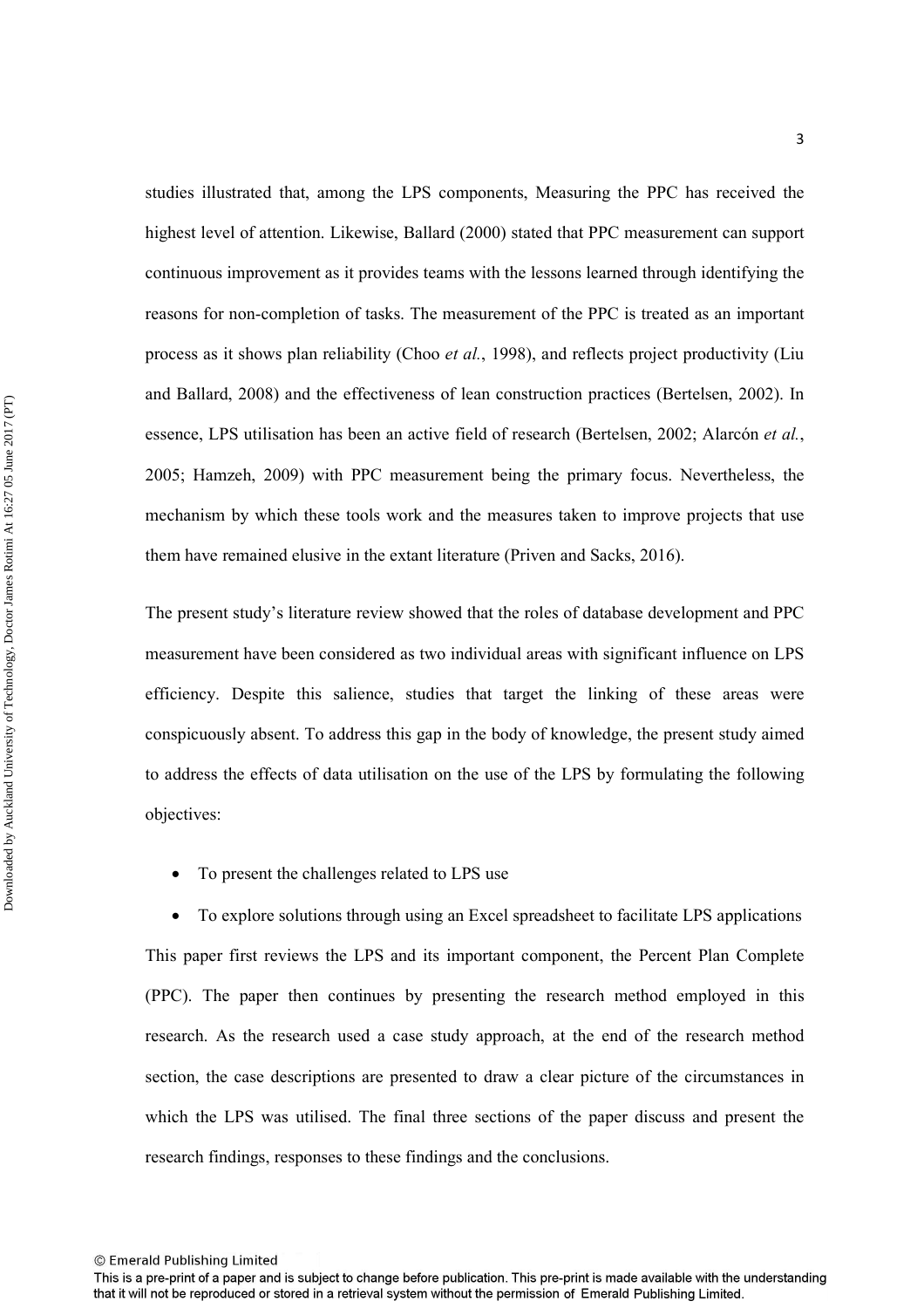studies illustrated that, among the LPS components, Measuring the PPC has received the highest level of attention. Likewise, Ballard (2000) stated that PPC measurement can support continuous improvement as it provides teams with the lessons learned through identifying the reasons for non-completion of tasks. The measurement of the PPC is treated as an important process as it shows plan reliability (Choo *et al.*, 1998), and reflects project productivity (Liu and Ballard, 2008) and the effectiveness of lean construction practices (Bertelsen, 2002). In essence, LPS utilisation has been an active field of research (Bertelsen, 2002; Alarcón *et al.*, 2005; Hamzeh, 2009) with PPC measurement being the primary focus. Nevertheless, the mechanism by which these tools work and the measures taken to improve projects that use them have remained elusive in the extant literature (Priven and Sacks, 2016).

The present study's literature review showed that the roles of database development and PPC measurement have been considered as two individual areas with significant influence on LPS efficiency. Despite this salience, studies that target the linking of these areas were conspicuously absent. To address this gap in the body of knowledge, the present study aimed to address the effects of data utilisation on the use of the LPS by formulating the following objectives:

- To present the challenges related to LPS use
- To explore solutions through using an Excel spreadsheet to facilitate LPS applications

This paper first reviews the LPS and its important component, the Percent Plan Complete (PPC). The paper then continues by presenting the research method employed in this research. As the research used a case study approach, at the end of the research method section, the case descriptions are presented to draw a clear picture of the circumstances in which the LPS was utilised. The final three sections of the paper discuss and present the research findings, responses to these findings and the conclusions.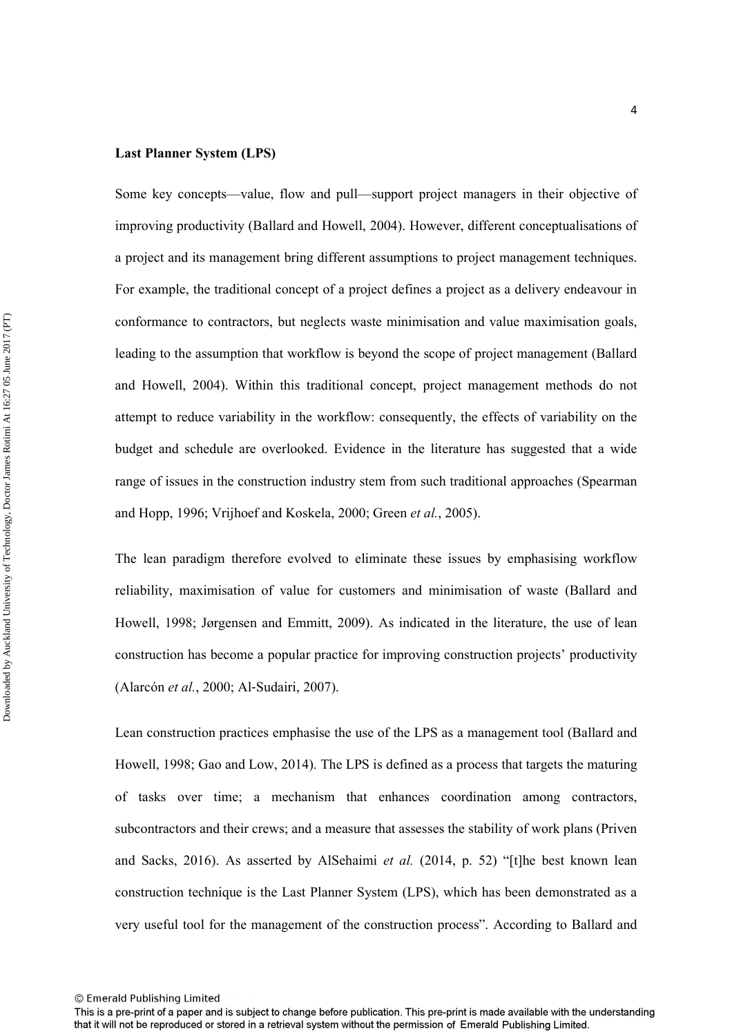**Last Planner System (LPS)**

Some key concepts—value, flow and pull—support project managers in their objective of improving productivity (Ballard and Howell, 2004). However, different conceptualisations of a project and its management bring different assumptions to project management techniques. For example, the traditional concept of a project defines a project as a delivery endeavour in conformance to contractors, but neglects waste minimisation and value maximisation goals, leading to the assumption that workflow is beyond the scope of project management (Ballard and Howell, 2004). Within this traditional concept, project management methods do not attempt to reduce variability in the workflow: consequently, the effects of variability on the budget and schedule are overlooked. Evidence in the literature has suggested that a wide range of issues in the construction industry stem from such traditional approaches (Spearman and Hopp, 1996; Vrijhoef and Koskela, 2000; Green *et al.*, 2005).

The lean paradigm therefore evolved to eliminate these issues by emphasising workflow reliability, maximisation of value for customers and minimisation of waste (Ballard and Howell, 1998; Jørgensen and Emmitt, 2009). As indicated in the literature, the use of lean construction has become a popular practice for improving construction projects' productivity (Alarcón *et al.*, 2000; Al-Sudairi, 2007).

Lean construction practices emphasise the use of the LPS as a management tool (Ballard and Howell, 1998; Gao and Low, 2014). The LPS is defined as a process that targets the maturing of tasks over time; a mechanism that enhances coordination among contractors, subcontractors and their crews; and a measure that assesses the stability of work plans (Priven and Sacks, 2016). As asserted by AlSehaimi *et al.* (2014, p. 52) "[t]he best known lean construction technique is the Last Planner System (LPS), which has been demonstrated as a very useful tool for the management of the construction process". According to Ballard and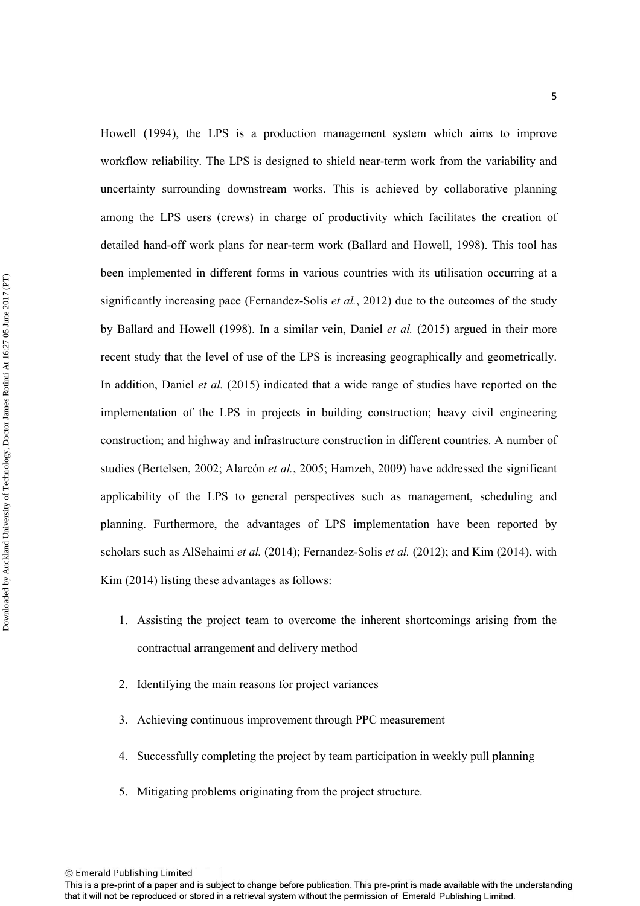Howell (1994), the LPS is a production management system which aims to improve workflow reliability. The LPS is designed to shield near-term work from the variability and uncertainty surrounding downstream works. This is achieved by collaborative planning among the LPS users (crews) in charge of productivity which facilitates the creation of detailed hand-off work plans for near-term work (Ballard and Howell, 1998). This tool has been implemented in different forms in various countries with its utilisation occurring at a significantly increasing pace (Fernandez-Solis *et al.*, 2012) due to the outcomes of the study by Ballard and Howell (1998). In a similar vein, Daniel *et al.* (2015) argued in their more recent study that the level of use of the LPS is increasing geographically and geometrically. In addition, Daniel *et al.* (2015) indicated that a wide range of studies have reported on the implementation of the LPS in projects in building construction; heavy civil engineering construction; and highway and infrastructure construction in different countries. A number of studies (Bertelsen, 2002; Alarcón *et al.*, 2005; Hamzeh, 2009) have addressed the significant applicability of the LPS to general perspectives such as management, scheduling and planning. Furthermore, the advantages of LPS implementation have been reported by scholars such as AlSehaimi *et al.* (2014); Fernandez-Solis *et al.* (2012); and Kim (2014), with Kim (2014) listing these advantages as follows:

1. Assisting the project team to overcome the inherent shortcomings arising from the contractual arrangement and delivery method
2. Identifying the main reasons for project variances
3. Achieving continuous improvement through PPC measurement
4. Successfully completing the project by team participation in weekly pull planning
5. Mitigating problems originating from the project structure.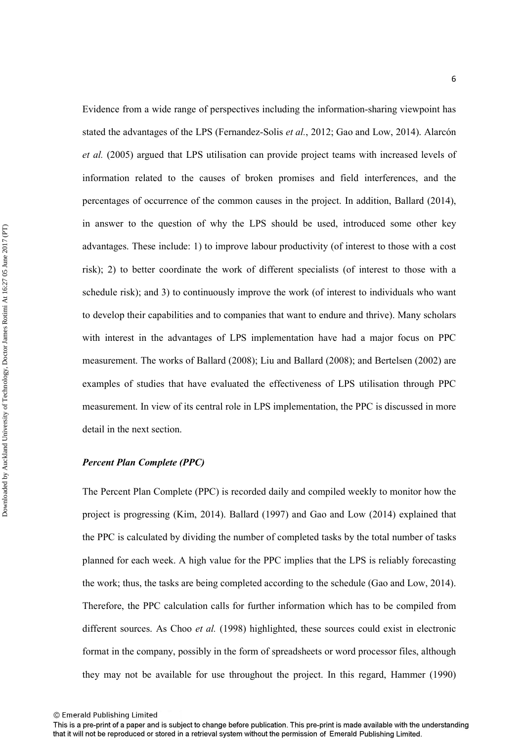Evidence from a wide range of perspectives including the information-sharing viewpoint has stated the advantages of the LPS (Fernandez-Solis *et al.*, 2012; Gao and Low, 2014). Alarcón *et al.* (2005) argued that LPS utilisation can provide project teams with increased levels of information related to the causes of broken promises and field interferences, and the percentages of occurrence of the common causes in the project. In addition, Ballard (2014), in answer to the question of why the LPS should be used, introduced some other key advantages. These include: 1) to improve labour productivity (of interest to those with a cost risk); 2) to better coordinate the work of different specialists (of interest to those with a schedule risk); and 3) to continuously improve the work (of interest to individuals who want to develop their capabilities and to companies that want to endure and thrive). Many scholars with interest in the advantages of LPS implementation have had a major focus on PPC measurement. The works of Ballard (2008); Liu and Ballard (2008); and Bertelsen (2002) are examples of studies that have evaluated the effectiveness of LPS utilisation through PPC measurement. In view of its central role in LPS implementation, the PPC is discussed in more detail in the next section.

### *Percent Plan Complete (PPC)*

The Percent Plan Complete (PPC) is recorded daily and compiled weekly to monitor how the project is progressing (Kim, 2014). Ballard (1997) and Gao and Low (2014) explained that the PPC is calculated by dividing the number of completed tasks by the total number of tasks planned for each week. A high value for the PPC implies that the LPS is reliably forecasting the work; thus, the tasks are being completed according to the schedule (Gao and Low, 2014). Therefore, the PPC calculation calls for further information which has to be compiled from different sources. As Choo *et al.* (1998) highlighted, these sources could exist in electronic format in the company, possibly in the form of spreadsheets or word processor files, although they may not be available for use throughout the project. In this regard, Hammer (1990)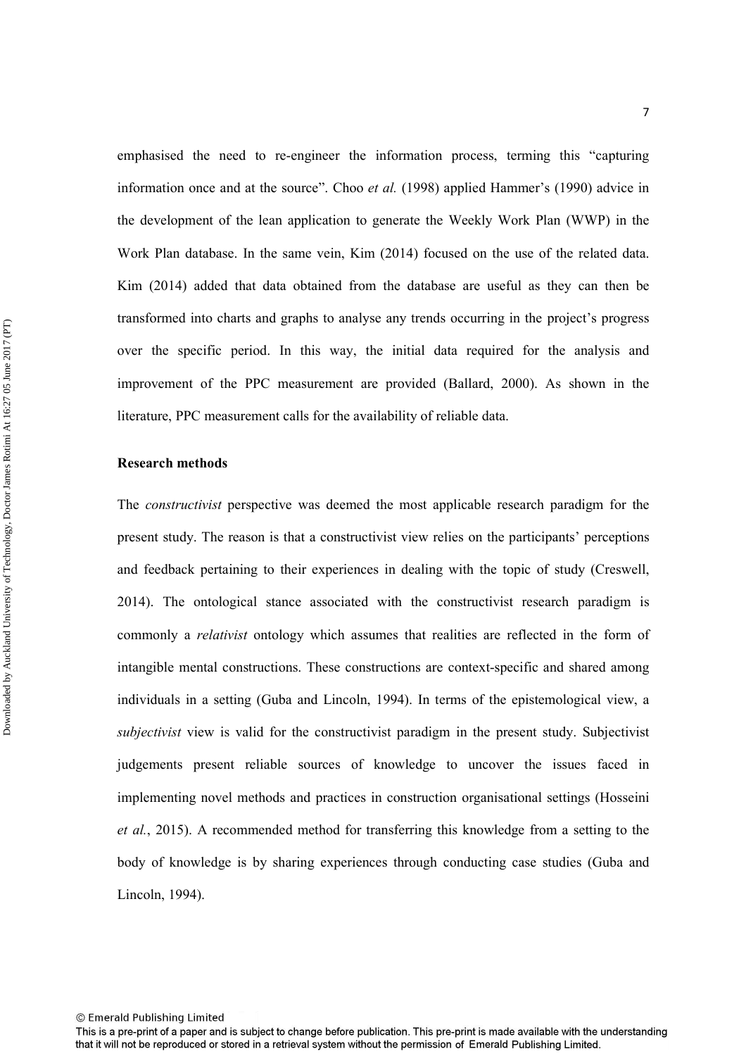emphasised the need to re-engineer the information process, terming this "capturing information once and at the source". Choo *et al.* (1998) applied Hammer's (1990) advice in the development of the lean application to generate the Weekly Work Plan (WWP) in the Work Plan database. In the same vein, Kim (2014) focused on the use of the related data. Kim (2014) added that data obtained from the database are useful as they can then be transformed into charts and graphs to analyse any trends occurring in the project's progress over the specific period. In this way, the initial data required for the analysis and improvement of the PPC measurement are provided (Ballard, 2000). As shown in the literature, PPC measurement calls for the availability of reliable data.

## Research methods

The *constructivist* perspective was deemed the most applicable research paradigm for the present study. The reason is that a constructivist view relies on the participants' perceptions and feedback pertaining to their experiences in dealing with the topic of study (Creswell, 2014). The ontological stance associated with the constructivist research paradigm is commonly a *relativist* ontology which assumes that realities are reflected in the form of intangible mental constructions. These constructions are context-specific and shared among individuals in a setting (Guba and Lincoln, 1994). In terms of the epistemological view, a *subjectivist* view is valid for the constructivist paradigm in the present study. Subjectivist judgements present reliable sources of knowledge to uncover the issues faced in implementing novel methods and practices in construction organisational settings (Hosseini *et al.*, 2015). A recommended method for transferring this knowledge from a setting to the body of knowledge is by sharing experiences through conducting case studies (Guba and Lincoln, 1994).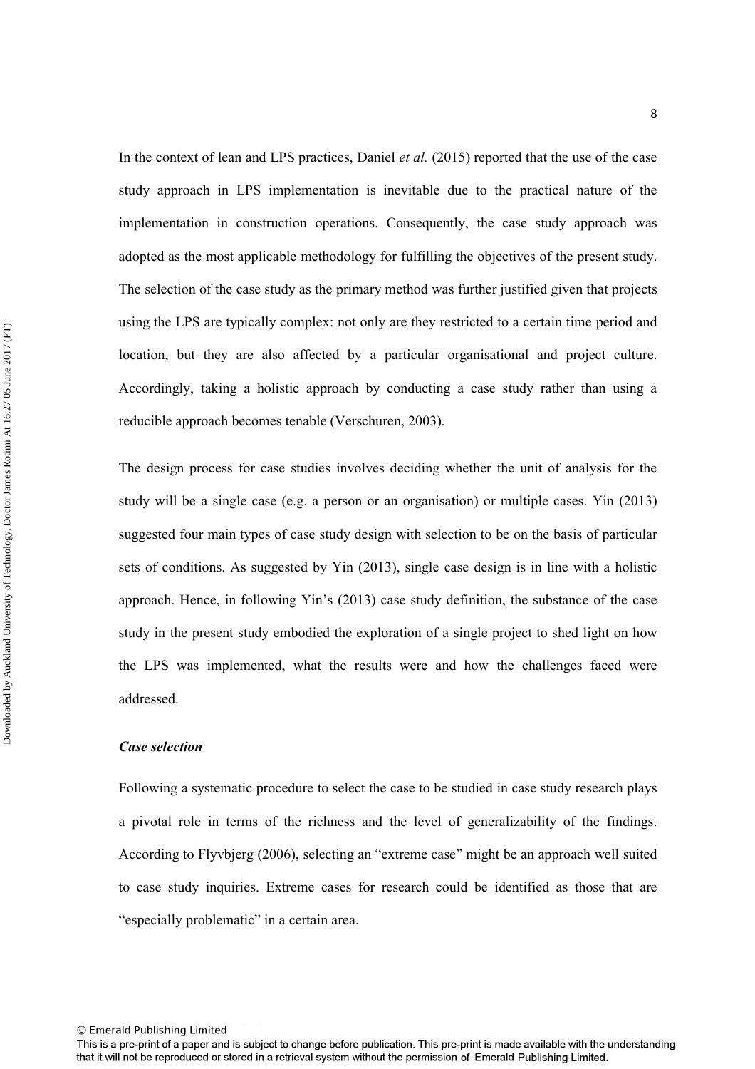In the context of lean and LPS practices, Daniel *et al.* (2015) reported that the use of the case study approach in LPS implementation is inevitable due to the practical nature of the implementation in construction operations. Consequently, the case study approach was adopted as the most applicable methodology for fulfilling the objectives of the present study. The selection of the case study as the primary method was further justified given that projects using the LPS are typically complex: not only are they restricted to a certain time period and location, but they are also affected by a particular organisational and project culture. Accordingly, taking a holistic approach by conducting a case study rather than using a reducible approach becomes tenable (Verschuren, 2003).

The design process for case studies involves deciding whether the unit of analysis for the study will be a single case (e.g. a person or an organisation) or multiple cases. Yin (2013) suggested four main types of case study design with selection to be on the basis of particular sets of conditions. As suggested by Yin (2013), single case design is in line with a holistic approach. Hence, in following Yin's (2013) case study definition, the substance of the case study in the present study embodied the exploration of a single project to shed light on how the LPS was implemented, what the results were and how the challenges faced were addressed.

***Case selection***

Following a systematic procedure to select the case to be studied in case study research plays a pivotal role in terms of the richness and the level of generalizability of the findings. According to Flyvbjerg (2006), selecting an "extreme case" might be an approach well suited to case study inquiries. Extreme cases for research could be identified as those that are "especially problematic" in a certain area.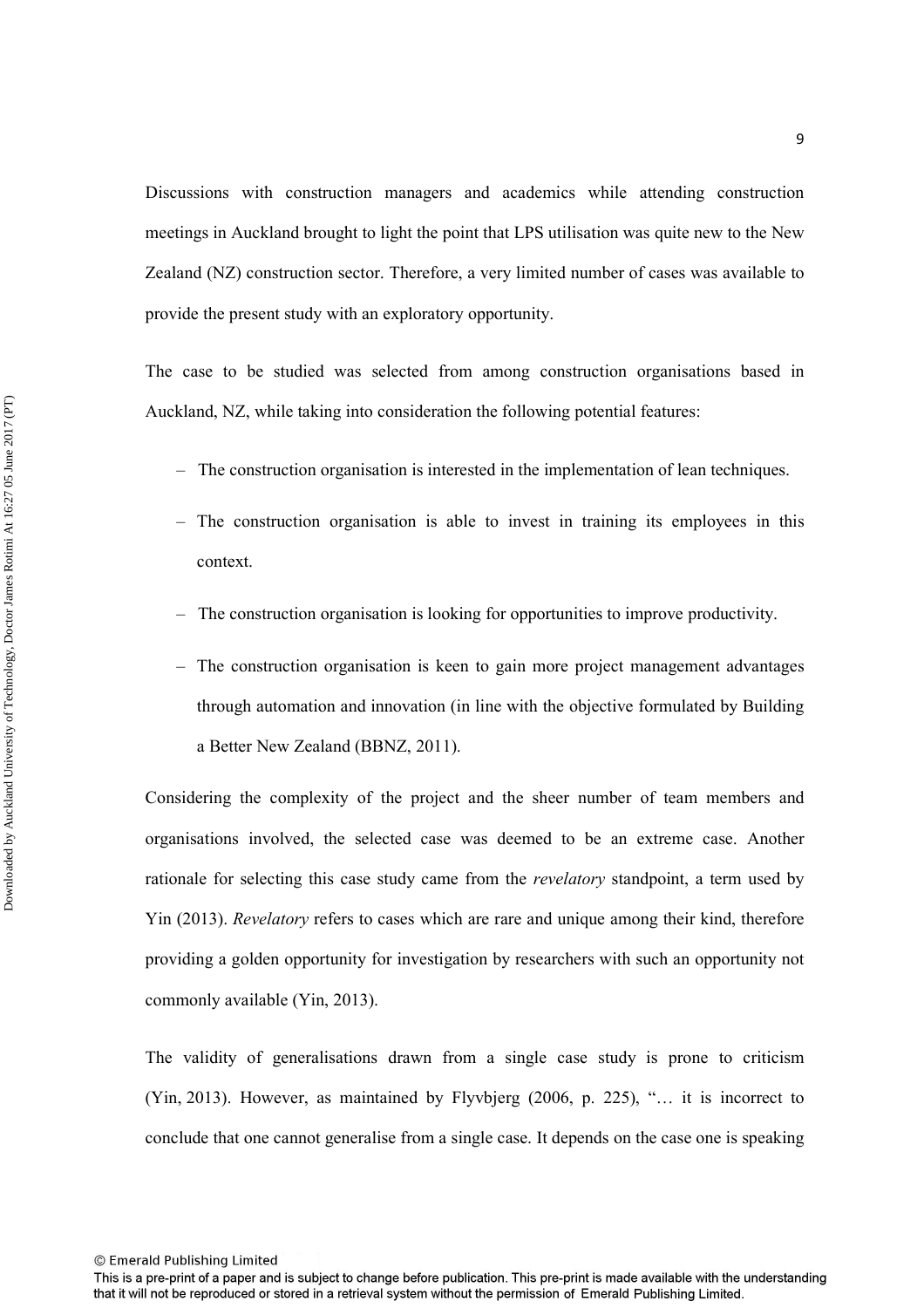Discussions with construction managers and academics while attending construction meetings in Auckland brought to light the point that LPS utilisation was quite new to the New Zealand (NZ) construction sector. Therefore, a very limited number of cases was available to provide the present study with an exploratory opportunity.

The case to be studied was selected from among construction organisations based in Auckland, NZ, while taking into consideration the following potential features:

– The construction organisation is interested in the implementation of lean techniques.

– The construction organisation is able to invest in training its employees in this context.

– The construction organisation is looking for opportunities to improve productivity.

– The construction organisation is keen to gain more project management advantages through automation and innovation (in line with the objective formulated by Building a Better New Zealand (BBNZ, 2011).

Considering the complexity of the project and the sheer number of team members and organisations involved, the selected case was deemed to be an extreme case. Another rationale for selecting this case study came from the *revelatory* standpoint, a term used by Yin (2013). *Revelatory* refers to cases which are rare and unique among their kind, therefore providing a golden opportunity for investigation by researchers with such an opportunity not commonly available (Yin, 2013).

The validity of generalisations drawn from a single case study is prone to criticism (Yin, 2013). However, as maintained by Flyvbjerg (2006, p. 225), "… it is incorrect to conclude that one cannot generalise from a single case. It depends on the case one is speaking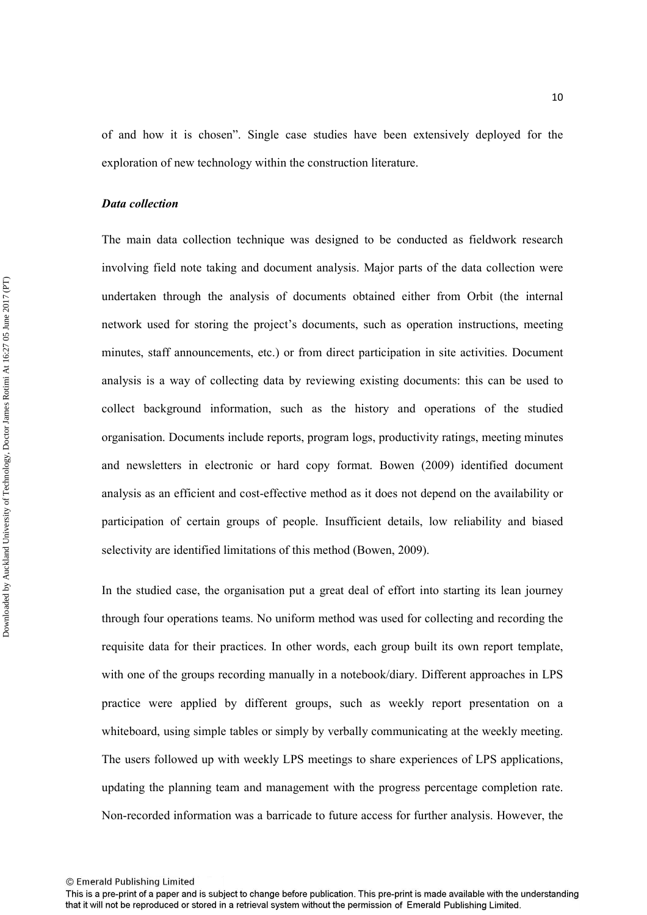of and how it is chosen". Single case studies have been extensively deployed for the exploration of new technology within the construction literature.

***Data collection***

The main data collection technique was designed to be conducted as fieldwork research involving field note taking and document analysis. Major parts of the data collection were undertaken through the analysis of documents obtained either from Orbit (the internal network used for storing the project's documents, such as operation instructions, meeting minutes, staff announcements, etc.) or from direct participation in site activities. Document analysis is a way of collecting data by reviewing existing documents: this can be used to collect background information, such as the history and operations of the studied organisation. Documents include reports, program logs, productivity ratings, meeting minutes and newsletters in electronic or hard copy format. Bowen (2009) identified document analysis as an efficient and cost-effective method as it does not depend on the availability or participation of certain groups of people. Insufficient details, low reliability and biased selectivity are identified limitations of this method (Bowen, 2009).

In the studied case, the organisation put a great deal of effort into starting its lean journey through four operations teams. No uniform method was used for collecting and recording the requisite data for their practices. In other words, each group built its own report template, with one of the groups recording manually in a notebook/diary. Different approaches in LPS practice were applied by different groups, such as weekly report presentation on a whiteboard, using simple tables or simply by verbally communicating at the weekly meeting. The users followed up with weekly LPS meetings to share experiences of LPS applications, updating the planning team and management with the progress percentage completion rate. Non-recorded information was a barricade to future access for further analysis. However, the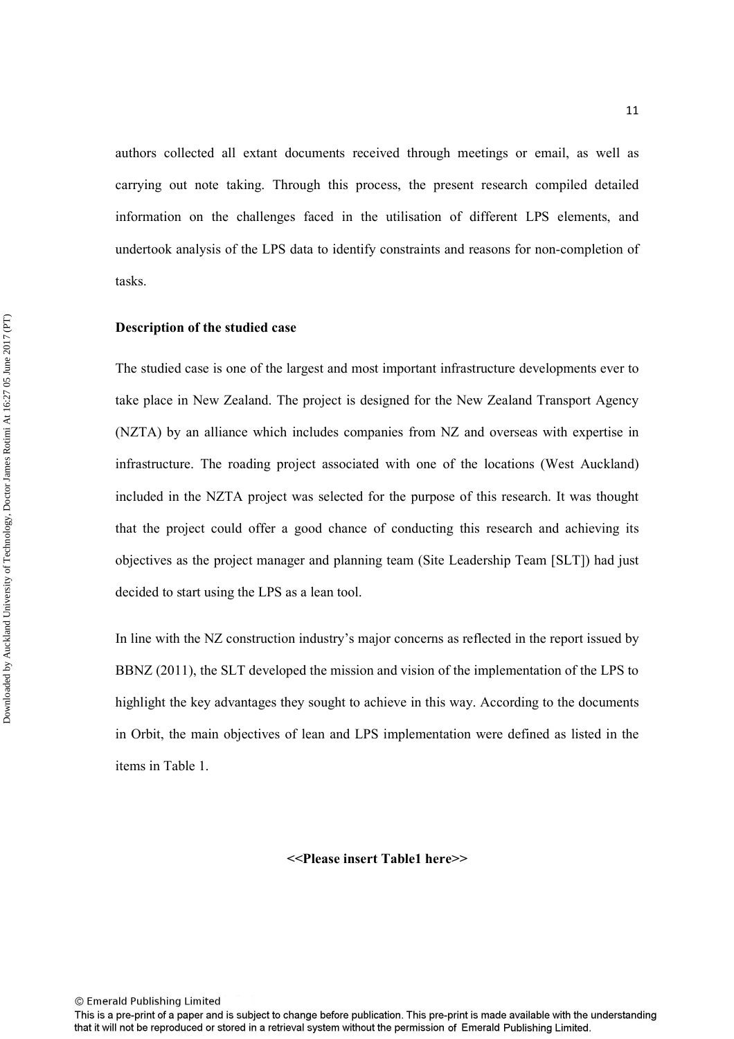authors collected all extant documents received through meetings or email, as well as carrying out note taking. Through this process, the present research compiled detailed information on the challenges faced in the utilisation of different LPS elements, and undertook analysis of the LPS data to identify constraints and reasons for non-completion of tasks.

**Description of the studied case**

The studied case is one of the largest and most important infrastructure developments ever to take place in New Zealand. The project is designed for the New Zealand Transport Agency (NZTA) by an alliance which includes companies from NZ and overseas with expertise in infrastructure. The roading project associated with one of the locations (West Auckland) included in the NZTA project was selected for the purpose of this research. It was thought that the project could offer a good chance of conducting this research and achieving its objectives as the project manager and planning team (Site Leadership Team [SLT]) had just decided to start using the LPS as a lean tool.

In line with the NZ construction industry's major concerns as reflected in the report issued by BBNZ (2011), the SLT developed the mission and vision of the implementation of the LPS to highlight the key advantages they sought to achieve in this way. According to the documents in Orbit, the main objectives of lean and LPS implementation were defined as listed in the items in Table 1.

**<<Please insert Table1 here>>**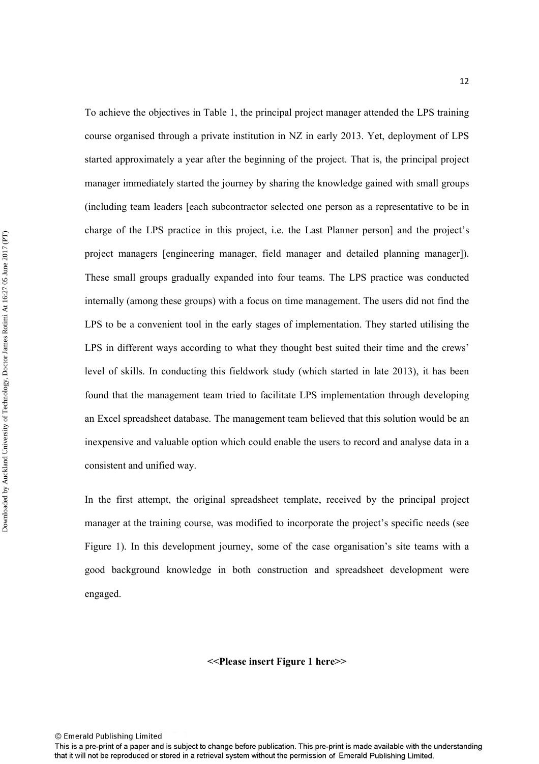To achieve the objectives in Table 1, the principal project manager attended the LPS training course organised through a private institution in NZ in early 2013. Yet, deployment of LPS started approximately a year after the beginning of the project. That is, the principal project manager immediately started the journey by sharing the knowledge gained with small groups (including team leaders [each subcontractor selected one person as a representative to be in charge of the LPS practice in this project, i.e. the Last Planner person] and the project's project managers [engineering manager, field manager and detailed planning manager]). These small groups gradually expanded into four teams. The LPS practice was conducted internally (among these groups) with a focus on time management. The users did not find the LPS to be a convenient tool in the early stages of implementation. They started utilising the LPS in different ways according to what they thought best suited their time and the crews' level of skills. In conducting this fieldwork study (which started in late 2013), it has been found that the management team tried to facilitate LPS implementation through developing an Excel spreadsheet database. The management team believed that this solution would be an inexpensive and valuable option which could enable the users to record and analyse data in a consistent and unified way.

In the first attempt, the original spreadsheet template, received by the principal project manager at the training course, was modified to incorporate the project's specific needs (see Figure 1). In this development journey, some of the case organisation's site teams with a good background knowledge in both construction and spreadsheet development were engaged.

**<<Please insert Figure 1 here>>**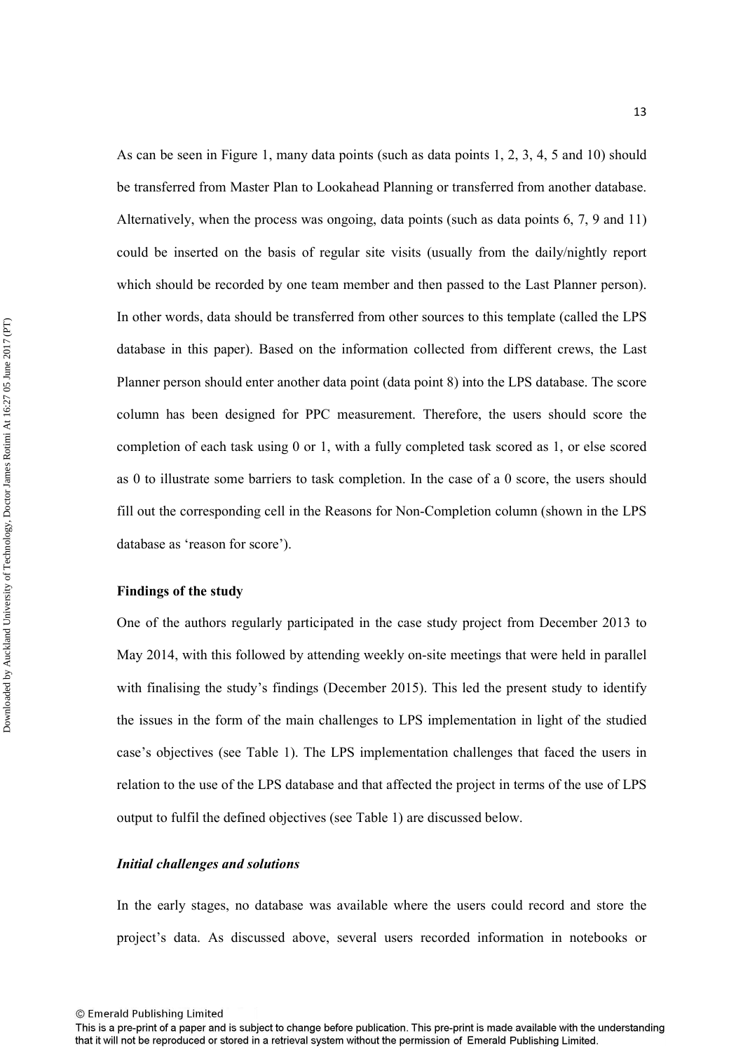As can be seen in Figure 1, many data points (such as data points 1, 2, 3, 4, 5 and 10) should be transferred from Master Plan to Lookahead Planning or transferred from another database. Alternatively, when the process was ongoing, data points (such as data points 6, 7, 9 and 11) could be inserted on the basis of regular site visits (usually from the daily/nightly report which should be recorded by one team member and then passed to the Last Planner person). In other words, data should be transferred from other sources to this template (called the LPS database in this paper). Based on the information collected from different crews, the Last Planner person should enter another data point (data point 8) into the LPS database. The score column has been designed for PPC measurement. Therefore, the users should score the completion of each task using 0 or 1, with a fully completed task scored as 1, or else scored as 0 to illustrate some barriers to task completion. In the case of a 0 score, the users should fill out the corresponding cell in the Reasons for Non-Completion column (shown in the LPS database as 'reason for score').

**Findings of the study**

One of the authors regularly participated in the case study project from December 2013 to May 2014, with this followed by attending weekly on-site meetings that were held in parallel with finalising the study's findings (December 2015). This led the present study to identify the issues in the form of the main challenges to LPS implementation in light of the studied case's objectives (see Table 1). The LPS implementation challenges that faced the users in relation to the use of the LPS database and that affected the project in terms of the use of LPS output to fulfil the defined objectives (see Table 1) are discussed below.

***Initial challenges and solutions***

In the early stages, no database was available where the users could record and store the project's data. As discussed above, several users recorded information in notebooks or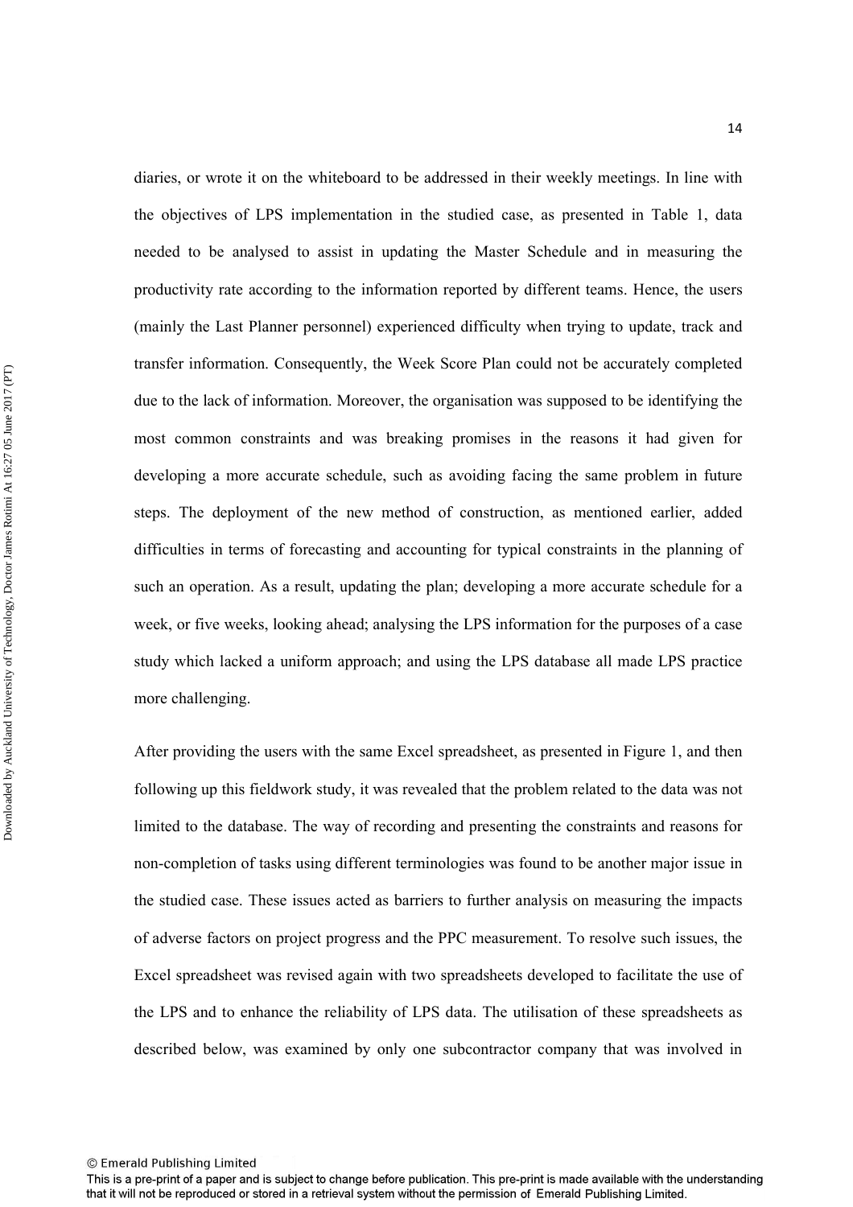diaries, or wrote it on the whiteboard to be addressed in their weekly meetings. In line with the objectives of LPS implementation in the studied case, as presented in Table 1, data needed to be analysed to assist in updating the Master Schedule and in measuring the productivity rate according to the information reported by different teams. Hence, the users (mainly the Last Planner personnel) experienced difficulty when trying to update, track and transfer information. Consequently, the Week Score Plan could not be accurately completed due to the lack of information. Moreover, the organisation was supposed to be identifying the most common constraints and was breaking promises in the reasons it had given for developing a more accurate schedule, such as avoiding facing the same problem in future steps. The deployment of the new method of construction, as mentioned earlier, added difficulties in terms of forecasting and accounting for typical constraints in the planning of such an operation. As a result, updating the plan; developing a more accurate schedule for a week, or five weeks, looking ahead; analysing the LPS information for the purposes of a case study which lacked a uniform approach; and using the LPS database all made LPS practice more challenging.

After providing the users with the same Excel spreadsheet, as presented in Figure 1, and then following up this fieldwork study, it was revealed that the problem related to the data was not limited to the database. The way of recording and presenting the constraints and reasons for non-completion of tasks using different terminologies was found to be another major issue in the studied case. These issues acted as barriers to further analysis on measuring the impacts of adverse factors on project progress and the PPC measurement. To resolve such issues, the Excel spreadsheet was revised again with two spreadsheets developed to facilitate the use of the LPS and to enhance the reliability of LPS data. The utilisation of these spreadsheets as described below, was examined by only one subcontractor company that was involved in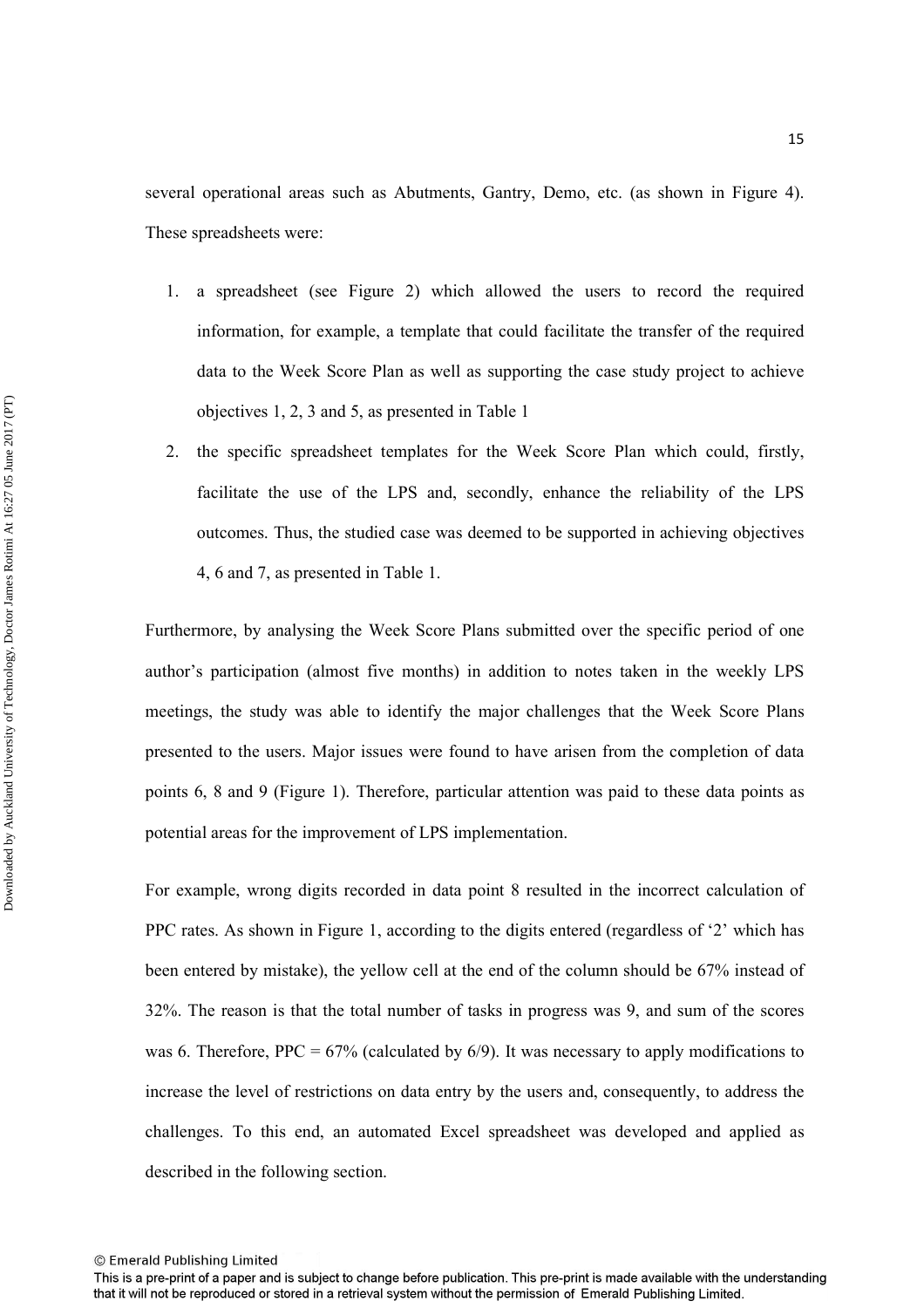several operational areas such as Abutments, Gantry, Demo, etc. (as shown in Figure 4). These spreadsheets were:

1. a spreadsheet (see Figure 2) which allowed the users to record the required information, for example, a template that could facilitate the transfer of the required data to the Week Score Plan as well as supporting the case study project to achieve objectives 1, 2, 3 and 5, as presented in Table 1
2. the specific spreadsheet templates for the Week Score Plan which could, firstly, facilitate the use of the LPS and, secondly, enhance the reliability of the LPS outcomes. Thus, the studied case was deemed to be supported in achieving objectives 4, 6 and 7, as presented in Table 1.

Furthermore, by analysing the Week Score Plans submitted over the specific period of one author's participation (almost five months) in addition to notes taken in the weekly LPS meetings, the study was able to identify the major challenges that the Week Score Plans presented to the users. Major issues were found to have arisen from the completion of data points 6, 8 and 9 (Figure 1). Therefore, particular attention was paid to these data points as potential areas for the improvement of LPS implementation.

For example, wrong digits recorded in data point 8 resulted in the incorrect calculation of PPC rates. As shown in Figure 1, according to the digits entered (regardless of '2' which has been entered by mistake), the yellow cell at the end of the column should be 67% instead of 32%. The reason is that the total number of tasks in progress was 9, and sum of the scores was 6. Therefore, PPC = 67% (calculated by 6/9). It was necessary to apply modifications to increase the level of restrictions on data entry by the users and, consequently, to address the challenges. To this end, an automated Excel spreadsheet was developed and applied as described in the following section.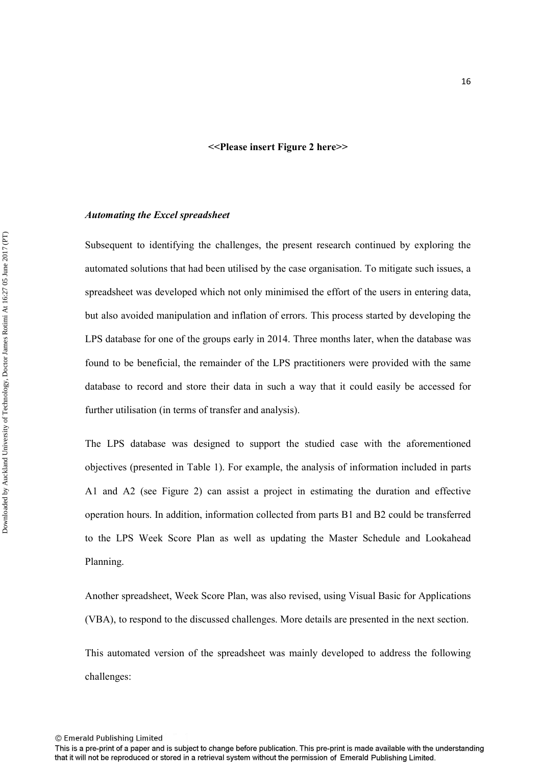<<Please insert Figure 2 here>>

### *Automating the Excel spreadsheet*

Subsequent to identifying the challenges, the present research continued by exploring the automated solutions that had been utilised by the case organisation. To mitigate such issues, a spreadsheet was developed which not only minimised the effort of the users in entering data, but also avoided manipulation and inflation of errors. This process started by developing the LPS database for one of the groups early in 2014. Three months later, when the database was found to be beneficial, the remainder of the LPS practitioners were provided with the same database to record and store their data in such a way that it could easily be accessed for further utilisation (in terms of transfer and analysis).

The LPS database was designed to support the studied case with the aforementioned objectives (presented in Table 1). For example, the analysis of information included in parts A1 and A2 (see Figure 2) can assist a project in estimating the duration and effective operation hours. In addition, information collected from parts B1 and B2 could be transferred to the LPS Week Score Plan as well as updating the Master Schedule and Lookahead Planning.

Another spreadsheet, Week Score Plan, was also revised, using Visual Basic for Applications (VBA), to respond to the discussed challenges. More details are presented in the next section.

This automated version of the spreadsheet was mainly developed to address the following challenges: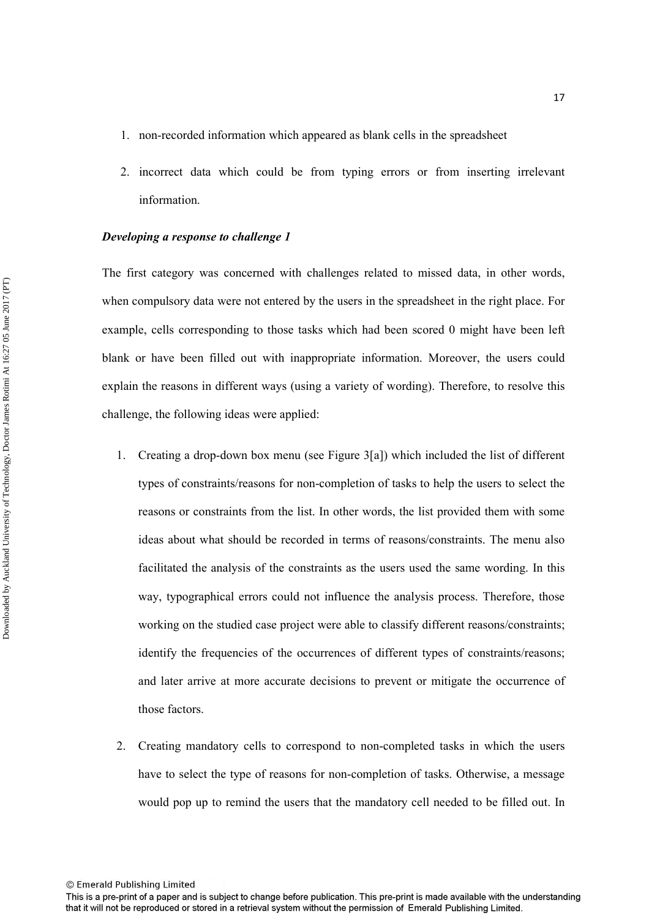1. non-recorded information which appeared as blank cells in the spreadsheet
2. incorrect data which could be from typing errors or from inserting irrelevant information.

***Developing a response to challenge 1***

The first category was concerned with challenges related to missed data, in other words, when compulsory data were not entered by the users in the spreadsheet in the right place. For example, cells corresponding to those tasks which had been scored 0 might have been left blank or have been filled out with inappropriate information. Moreover, the users could explain the reasons in different ways (using a variety of wording). Therefore, to resolve this challenge, the following ideas were applied:

1. Creating a drop-down box menu (see Figure 3[a]) which included the list of different types of constraints/reasons for non-completion of tasks to help the users to select the reasons or constraints from the list. In other words, the list provided them with some ideas about what should be recorded in terms of reasons/constraints. The menu also facilitated the analysis of the constraints as the users used the same wording. In this way, typographical errors could not influence the analysis process. Therefore, those working on the studied case project were able to classify different reasons/constraints; identify the frequencies of the occurrences of different types of constraints/reasons; and later arrive at more accurate decisions to prevent or mitigate the occurrence of those factors.
2. Creating mandatory cells to correspond to non-completed tasks in which the users have to select the type of reasons for non-completion of tasks. Otherwise, a message would pop up to remind the users that the mandatory cell needed to be filled out. In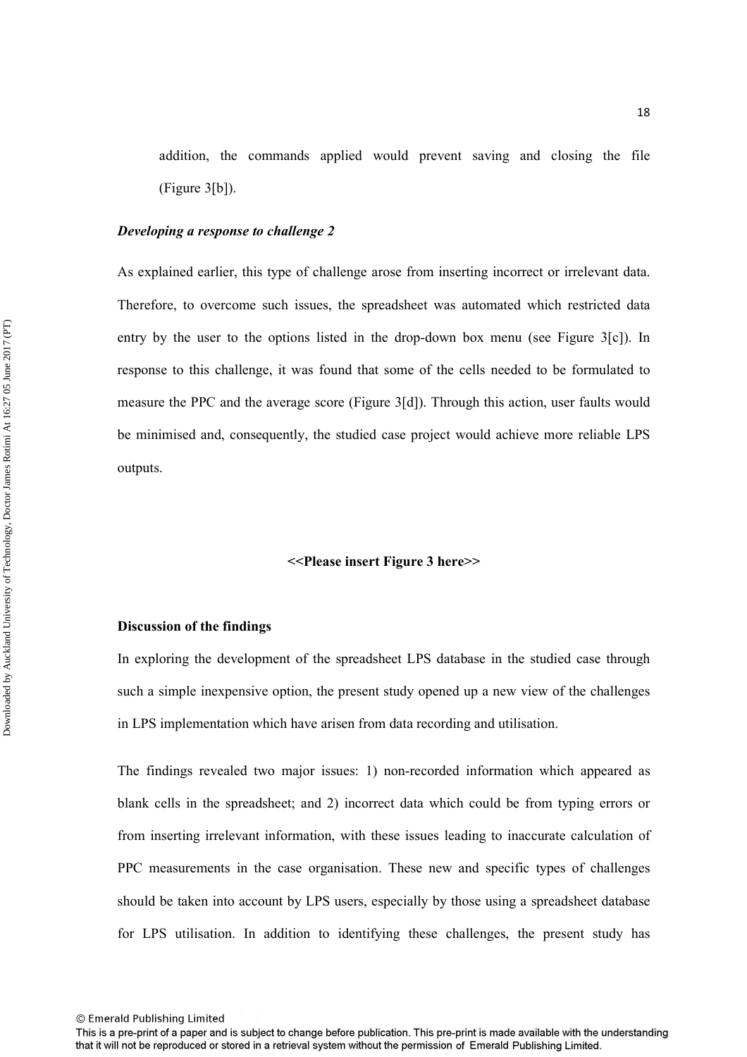addition, the commands applied would prevent saving and closing the file (Figure 3[b]).

***Developing a response to challenge 2***

As explained earlier, this type of challenge arose from inserting incorrect or irrelevant data. Therefore, to overcome such issues, the spreadsheet was automated which restricted data entry by the user to the options listed in the drop-down box menu (see Figure 3[c]). In response to this challenge, it was found that some of the cells needed to be formulated to measure the PPC and the average score (Figure 3[d]). Through this action, user faults would be minimised and, consequently, the studied case project would achieve more reliable LPS outputs.

**<<Please insert Figure 3 here>>**

## Discussion of the findings

In exploring the development of the spreadsheet LPS database in the studied case through such a simple inexpensive option, the present study opened up a new view of the challenges in LPS implementation which have arisen from data recording and utilisation.

The findings revealed two major issues: 1) non-recorded information which appeared as blank cells in the spreadsheet; and 2) incorrect data which could be from typing errors or from inserting irrelevant information, with these issues leading to inaccurate calculation of PPC measurements in the case organisation. These new and specific types of challenges should be taken into account by LPS users, especially by those using a spreadsheet database for LPS utilisation. In addition to identifying these challenges, the present study has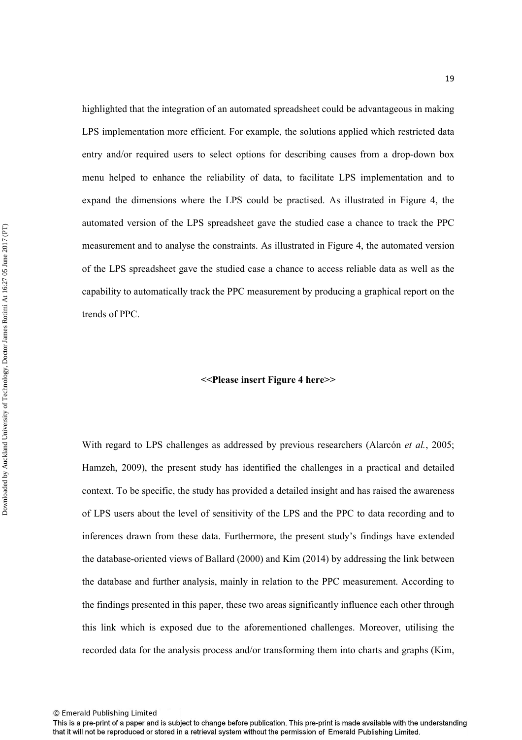highlighted that the integration of an automated spreadsheet could be advantageous in making LPS implementation more efficient. For example, the solutions applied which restricted data entry and/or required users to select options for describing causes from a drop-down box menu helped to enhance the reliability of data, to facilitate LPS implementation and to expand the dimensions where the LPS could be practised. As illustrated in Figure 4, the automated version of the LPS spreadsheet gave the studied case a chance to track the PPC measurement and to analyse the constraints. As illustrated in Figure 4, the automated version of the LPS spreadsheet gave the studied case a chance to access reliable data as well as the capability to automatically track the PPC measurement by producing a graphical report on the trends of PPC.

**<<Please insert Figure 4 here>>**

With regard to LPS challenges as addressed by previous researchers (Alarcón *et al.*, 2005; Hamzeh, 2009), the present study has identified the challenges in a practical and detailed context. To be specific, the study has provided a detailed insight and has raised the awareness of LPS users about the level of sensitivity of the LPS and the PPC to data recording and to inferences drawn from these data. Furthermore, the present study's findings have extended the database-oriented views of Ballard (2000) and Kim (2014) by addressing the link between the database and further analysis, mainly in relation to the PPC measurement. According to the findings presented in this paper, these two areas significantly influence each other through this link which is exposed due to the aforementioned challenges. Moreover, utilising the recorded data for the analysis process and/or transforming them into charts and graphs (Kim,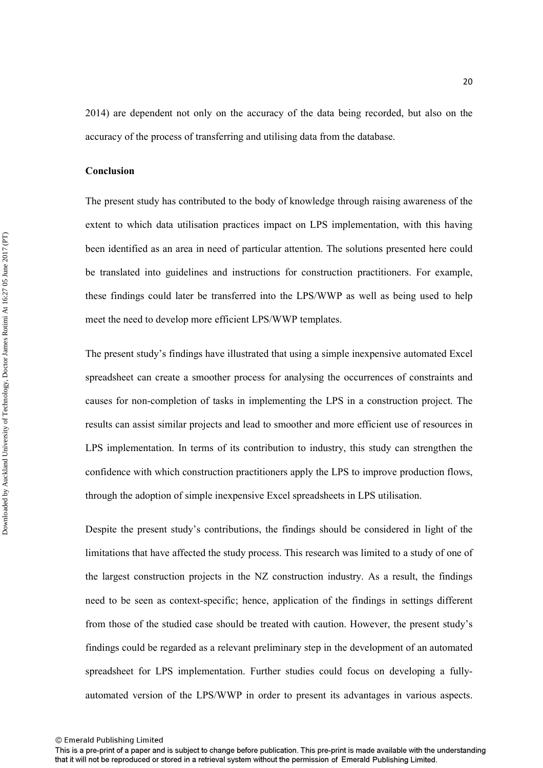2014) are dependent not only on the accuracy of the data being recorded, but also on the accuracy of the process of transferring and utilising data from the database.

**Conclusion**

The present study has contributed to the body of knowledge through raising awareness of the extent to which data utilisation practices impact on LPS implementation, with this having been identified as an area in need of particular attention. The solutions presented here could be translated into guidelines and instructions for construction practitioners. For example, these findings could later be transferred into the LPS/WWP as well as being used to help meet the need to develop more efficient LPS/WWP templates.

The present study's findings have illustrated that using a simple inexpensive automated Excel spreadsheet can create a smoother process for analysing the occurrences of constraints and causes for non-completion of tasks in implementing the LPS in a construction project. The results can assist similar projects and lead to smoother and more efficient use of resources in LPS implementation. In terms of its contribution to industry, this study can strengthen the confidence with which construction practitioners apply the LPS to improve production flows, through the adoption of simple inexpensive Excel spreadsheets in LPS utilisation.

Despite the present study's contributions, the findings should be considered in light of the limitations that have affected the study process. This research was limited to a study of one of the largest construction projects in the NZ construction industry. As a result, the findings need to be seen as context-specific; hence, application of the findings in settings different from those of the studied case should be treated with caution. However, the present study's findings could be regarded as a relevant preliminary step in the development of an automated spreadsheet for LPS implementation. Further studies could focus on developing a fully-automated version of the LPS/WWP in order to present its advantages in various aspects.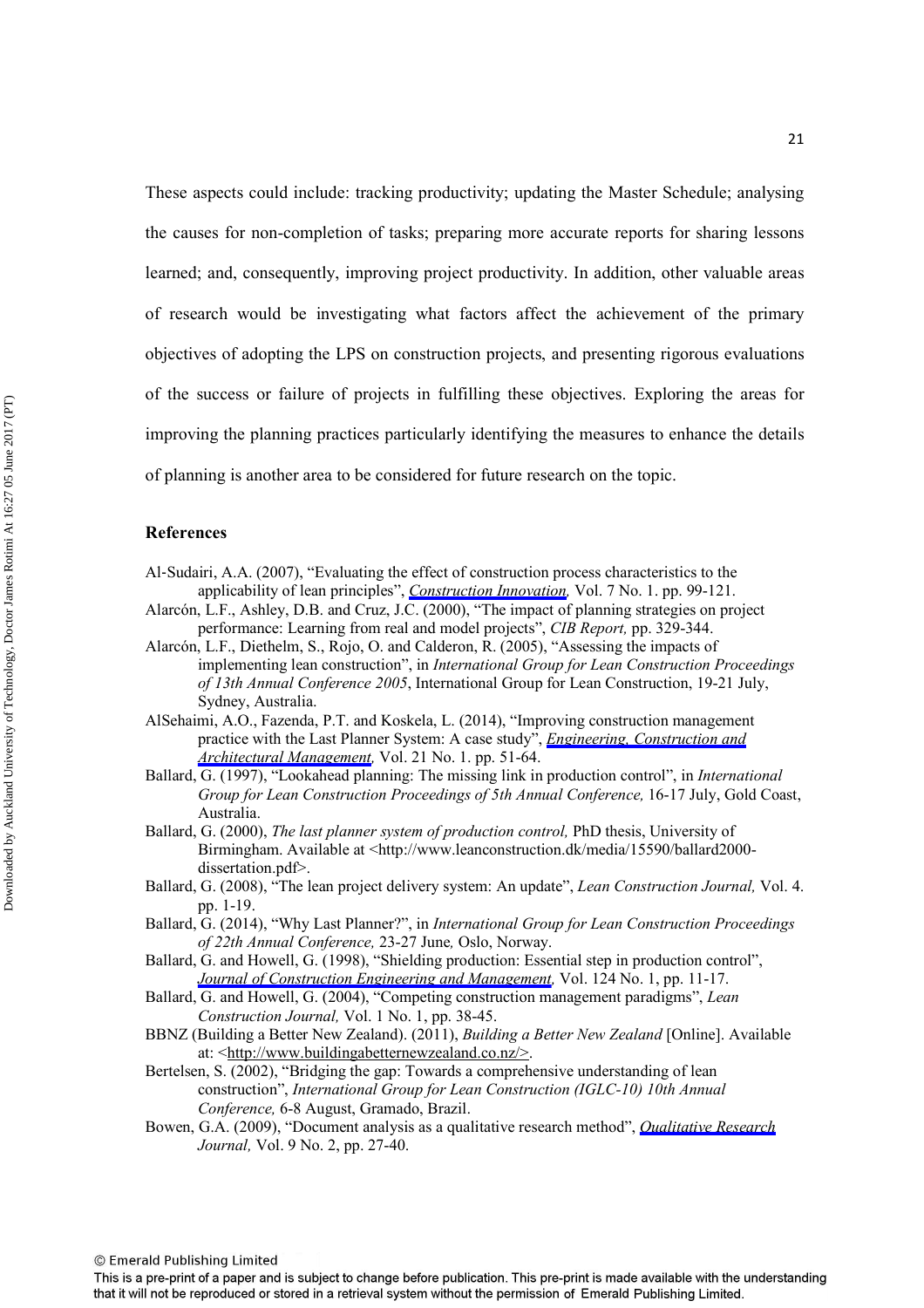These aspects could include: tracking productivity; updating the Master Schedule; analysing the causes for non-completion of tasks; preparing more accurate reports for sharing lessons learned; and, consequently, improving project productivity. In addition, other valuable areas of research would be investigating what factors affect the achievement of the primary objectives of adopting the LPS on construction projects, and presenting rigorous evaluations of the success or failure of projects in fulfilling these objectives. Exploring the areas for improving the planning practices particularly identifying the measures to enhance the details of planning is another area to be considered for future research on the topic.

## References

Al-Sudairi, A.A. (2007), "Evaluating the effect of construction process characteristics to the applicability of lean principles", *Construction Innovation,* Vol. 7 No. 1. pp. 99-121.

Alarcón, L.F., Ashley, D.B. and Cruz, J.C. (2000), "The impact of planning strategies on project performance: Learning from real and model projects", *CIB Report,* pp. 329-344.

Alarcón, L.F., Diethelm, S., Rojo, O. and Calderon, R. (2005), "Assessing the impacts of implementing lean construction", in *International Group for Lean Construction Proceedings of 13th Annual Conference 2005*, International Group for Lean Construction, 19-21 July, Sydney, Australia.

AlSehaimi, A.O., Fazenda, P.T. and Koskela, L. (2014), "Improving construction management practice with the Last Planner System: A case study", *Engineering, Construction and Architectural Management,* Vol. 21 No. 1. pp. 51-64.

Ballard, G. (1997), "Lookahead planning: The missing link in production control", in *International Group for Lean Construction Proceedings of 5th Annual Conference,* 16-17 July, Gold Coast, Australia.

Ballard, G. (2000), *The last planner system of production control,* PhD thesis, University of Birmingham. Available at <http://www.leanconstruction.dk/media/15590/ballard2000-dissertation.pdf>.

Ballard, G. (2008), "The lean project delivery system: An update", *Lean Construction Journal,* Vol. 4. pp. 1-19.

Ballard, G. (2014), "Why Last Planner?", in *International Group for Lean Construction Proceedings of 22th Annual Conference,* 23-27 June*,* Oslo, Norway.

Ballard, G. and Howell, G. (1998), "Shielding production: Essential step in production control", *Journal of Construction Engineering and Management,* Vol. 124 No. 1, pp. 11-17.

Ballard, G. and Howell, G. (2004), "Competing construction management paradigms", *Lean Construction Journal,* Vol. 1 No. 1, pp. 38-45.

BBNZ (Building a Better New Zealand). (2011), *Building a Better New Zealand* [Online]. Available at: <http://www.buildingabetternewzealand.co.nz/>.

Bertelsen, S. (2002), "Bridging the gap: Towards a comprehensive understanding of lean construction", *International Group for Lean Construction (IGLC-10) 10th Annual Conference,* 6-8 August, Gramado, Brazil.

Bowen, G.A. (2009), "Document analysis as a qualitative research method", *Qualitative Research Journal,* Vol. 9 No. 2, pp. 27-40.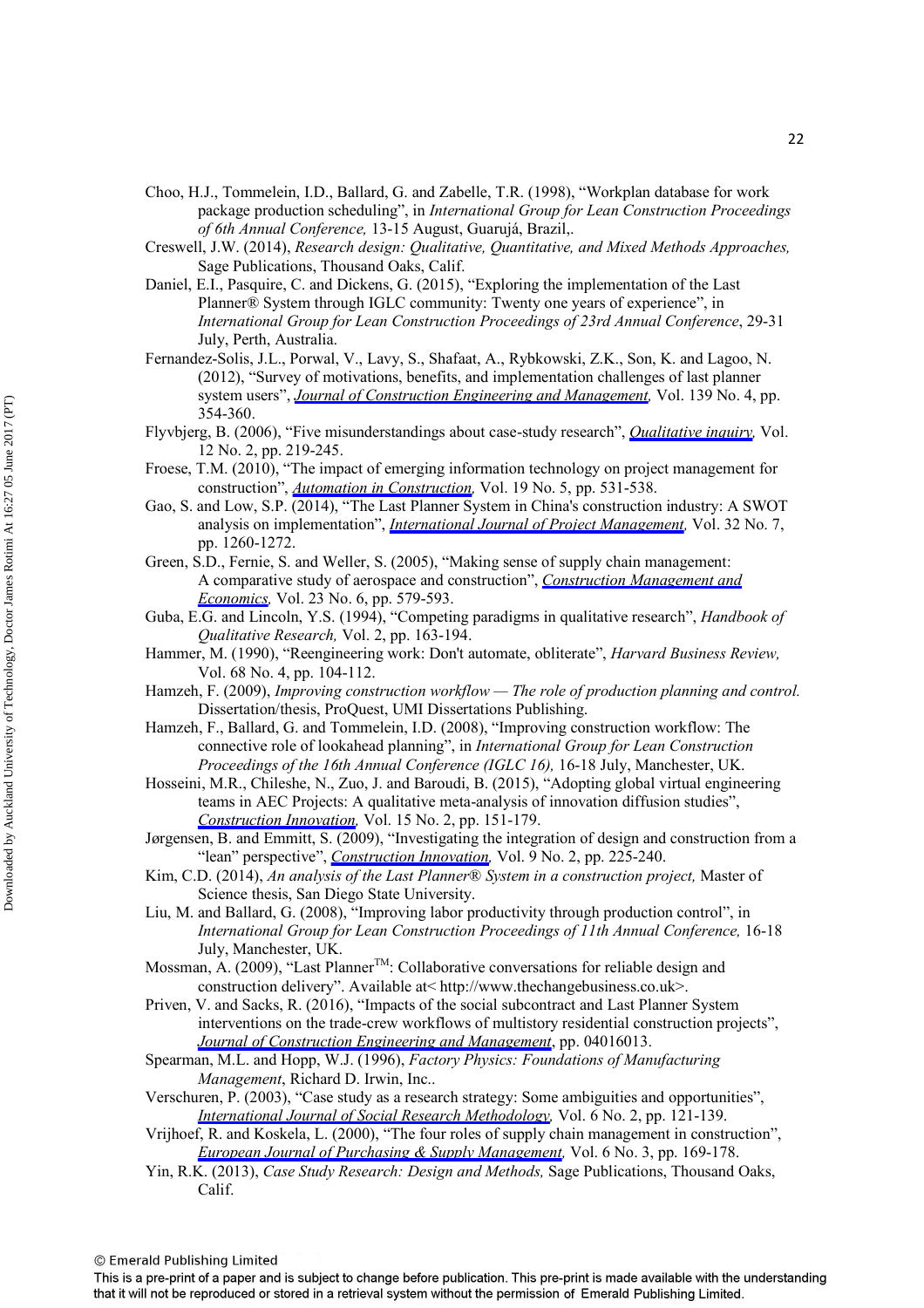Choo, H.J., Tommelein, I.D., Ballard, G. and Zabelle, T.R. (1998), "Workplan database for work package production scheduling", in *International Group for Lean Construction Proceedings of 6th Annual Conference,* 13-15 August, Guarujá, Brazil,.

Creswell, J.W. (2014), *Research design: Qualitative, Quantitative, and Mixed Methods Approaches,* Sage Publications, Thousand Oaks, Calif.

Daniel, E.I., Pasquire, C. and Dickens, G. (2015), "Exploring the implementation of the Last Planner® System through IGLC community: Twenty one years of experience", in *International Group for Lean Construction Proceedings of 23rd Annual Conference*, 29-31 July, Perth, Australia.

Fernandez-Solis, J.L., Porwal, V., Lavy, S., Shafaat, A., Rybkowski, Z.K., Son, K. and Lagoo, N. (2012), "Survey of motivations, benefits, and implementation challenges of last planner system users", *Journal of Construction Engineering and Management,* Vol. 139 No. 4, pp. 354-360.

Flyvbjerg, B. (2006), "Five misunderstandings about case-study research", *Qualitative inquiry,* Vol. 12 No. 2, pp. 219-245.

Froese, T.M. (2010), "The impact of emerging information technology on project management for construction", *Automation in Construction,* Vol. 19 No. 5, pp. 531-538.

Gao, S. and Low, S.P. (2014), "The Last Planner System in China's construction industry: A SWOT analysis on implementation", *International Journal of Project Management,* Vol. 32 No. 7, pp. 1260-1272.

Green, S.D., Fernie, S. and Weller, S. (2005), "Making sense of supply chain management: A comparative study of aerospace and construction", *Construction Management and Economics,* Vol. 23 No. 6, pp. 579-593.

Guba, E.G. and Lincoln, Y.S. (1994), "Competing paradigms in qualitative research", *Handbook of Qualitative Research,* Vol. 2, pp. 163-194.

Hammer, M. (1990), "Reengineering work: Don't automate, obliterate", *Harvard Business Review,* Vol. 68 No. 4, pp. 104-112.

Hamzeh, F. (2009), *Improving construction workflow — The role of production planning and control.* Dissertation/thesis, ProQuest, UMI Dissertations Publishing.

Hamzeh, F., Ballard, G. and Tommelein, I.D. (2008), "Improving construction workflow: The connective role of lookahead planning", in *International Group for Lean Construction Proceedings of the 16th Annual Conference (IGLC 16),* 16-18 July, Manchester, UK.

Hosseini, M.R., Chileshe, N., Zuo, J. and Baroudi, B. (2015), "Adopting global virtual engineering teams in AEC Projects: A qualitative meta-analysis of innovation diffusion studies", *Construction Innovation,* Vol. 15 No. 2, pp. 151-179.

Jørgensen, B. and Emmitt, S. (2009), "Investigating the integration of design and construction from a "lean" perspective", *Construction Innovation,* Vol. 9 No. 2, pp. 225-240.

Kim, C.D. (2014), *An analysis of the Last Planner® System in a construction project,* Master of Science thesis, San Diego State University.

Liu, M. and Ballard, G. (2008), "Improving labor productivity through production control", in *International Group for Lean Construction Proceedings of 11th Annual Conference,* 16-18 July, Manchester, UK.

Mossman, A. (2009), "Last Planner™: Collaborative conversations for reliable design and construction delivery". Available at< http://www.thechangebusiness.co.uk>.

Priven, V. and Sacks, R. (2016), "Impacts of the social subcontract and Last Planner System interventions on the trade-crew workflows of multistory residential construction projects", *Journal of Construction Engineering and Management*, pp. 04016013.

Spearman, M.L. and Hopp, W.J. (1996), *Factory Physics: Foundations of Manufacturing Management*, Richard D. Irwin, Inc..

Verschuren, P. (2003), "Case study as a research strategy: Some ambiguities and opportunities", *International Journal of Social Research Methodology,* Vol. 6 No. 2, pp. 121-139.

Vrijhoef, R. and Koskela, L. (2000), "The four roles of supply chain management in construction", *European Journal of Purchasing & Supply Management,* Vol. 6 No. 3, pp. 169-178.

Yin, R.K. (2013), *Case Study Research: Design and Methods,* Sage Publications, Thousand Oaks, Calif.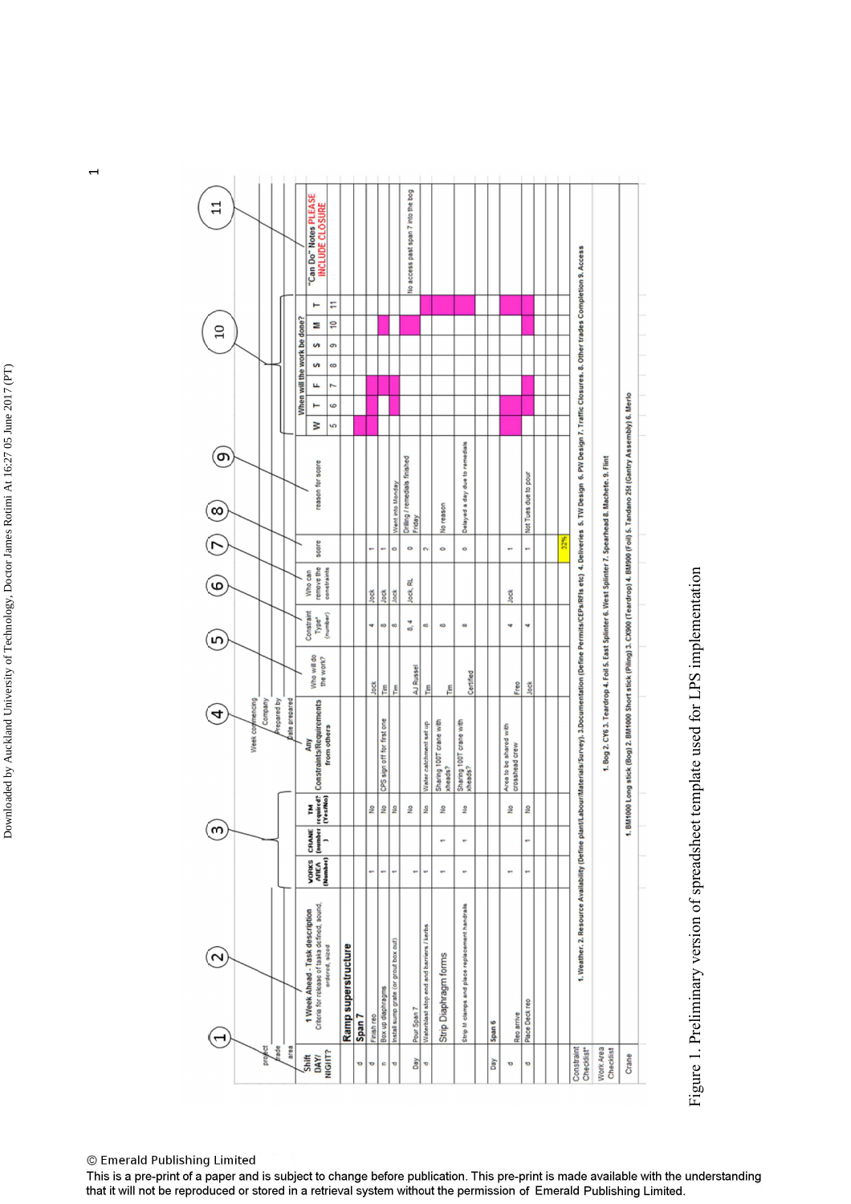| Shift DAY/NIGHT? | 1 Week Ahead - Task description Criteria for release of tasks defined, sound, ordered, sized | WORKS AREA (Number) | CRANE (number) | TM required? (Yes/No) | Any Constraints/Requirements from others | Who will do the work? | Constraint Type* (number) | Who can remove the constraints | score | reason for score | W 5 | T 6 | F 7 | S 8 | S 9 | M 10 | T 11 | "Can Do" Notes PLEASE INCLUDE CLOSURE |
|---|---|---|---|---|---|---|---|---|---|---|---|---|---|---|---|---|---|---|
| | **Ramp superstructure** | | | | | | | | | | | | | | | | | |
| | **Span 7** | | | | | | | | | | | | | | | | | |
| d | Finish reo | 1 | | No | | Jock | 4 | Jock | 1 | | | | | | | | | |
| d | Box up diaphragms | 1 | | No | CPS sign off for first one | Tim | 8 | Jock | 1 | | | | | | | | | |
| n | Install sump grate (or grout box out) | 1 | | No | | Tim | 8 | Jock | 0 | Went into Monday | | | | | | | | |
| Day | Pour Span 7 | 1 | | No | | | | | | | | | | | | | | |
| d | Waterblast stop end and barriers / kerbs | 1 | | No | Water catchment set up | AJ Russel | 8, 4 | Jock, RL | 0 | Drilling / remedials finished Friday | | | | | | | | No access past span 7 into the bog |
| | Strip Diaphragm forms | 1 | 1 | No | Sharing 100T crane with xheads? | Tim | 8 | | 2 | | | | | | | | | |
| | Strip M clamps and place replacement handrails | 1 | 1 | No | Sharing 100T crane with xheads? | Tim | 8 | | 0 | No reason | | | | | | | | |
| | | | | | | Certified | 8 | | 0 | Delayed a day due to remedials | | | | | | | | |
| Day | Span 6 | | | | | | | | | | | | | | | | | |
| d | Reo arrive | 1 | | No | Area to be shared with crosshead crew | Free | 4 | Jock | 1 | | | | | | | | | |
| d | Place Deck reo | 1 | 1 | No | | Jock | 4 | | 1 | Not Tues due to pour | | | | | | | | |
| | | | | | | | | | 32% | | | | | | | | | |

Constraint Checklist*: 1. Weather. 2. Resource Availability (Define plant/Labour/Materials/Survey). 3. Documentation (Define Permits/CEPs/RFIs etc) 4. Deliveries 5. TW Design 6. PW Design 7. Traffic Closures. 8. Other trades Completion 9. Access

Work Area Checklist: 1. Bog 2. CY6 3. Teardrop 4. Foil 5. East Splinter 6. West Splinter 7. Spearhead 8. Machete. 9. Flint

Crane: 1. BM1000 Long stick (Bog) 2. BM1000 Short stick (Piling) 3. CX900 (Teardrop) 4. BM900 (Foil) 5. Tandano 25t (Gantry Assembly) 6. Merlo

Figure 1. Preliminary version of spreadsheet template used for LPS implementation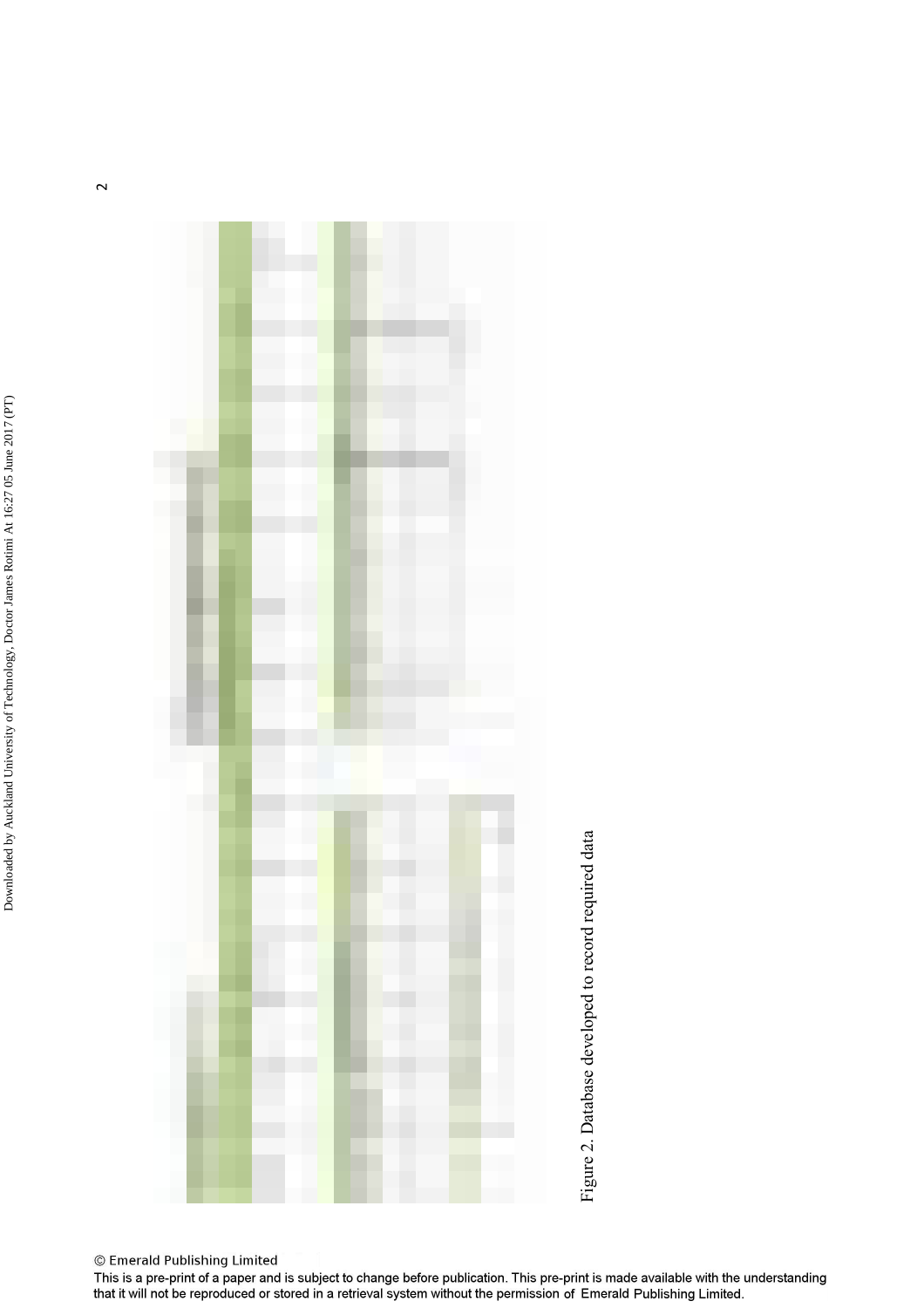Figure 2. Database developed to record required data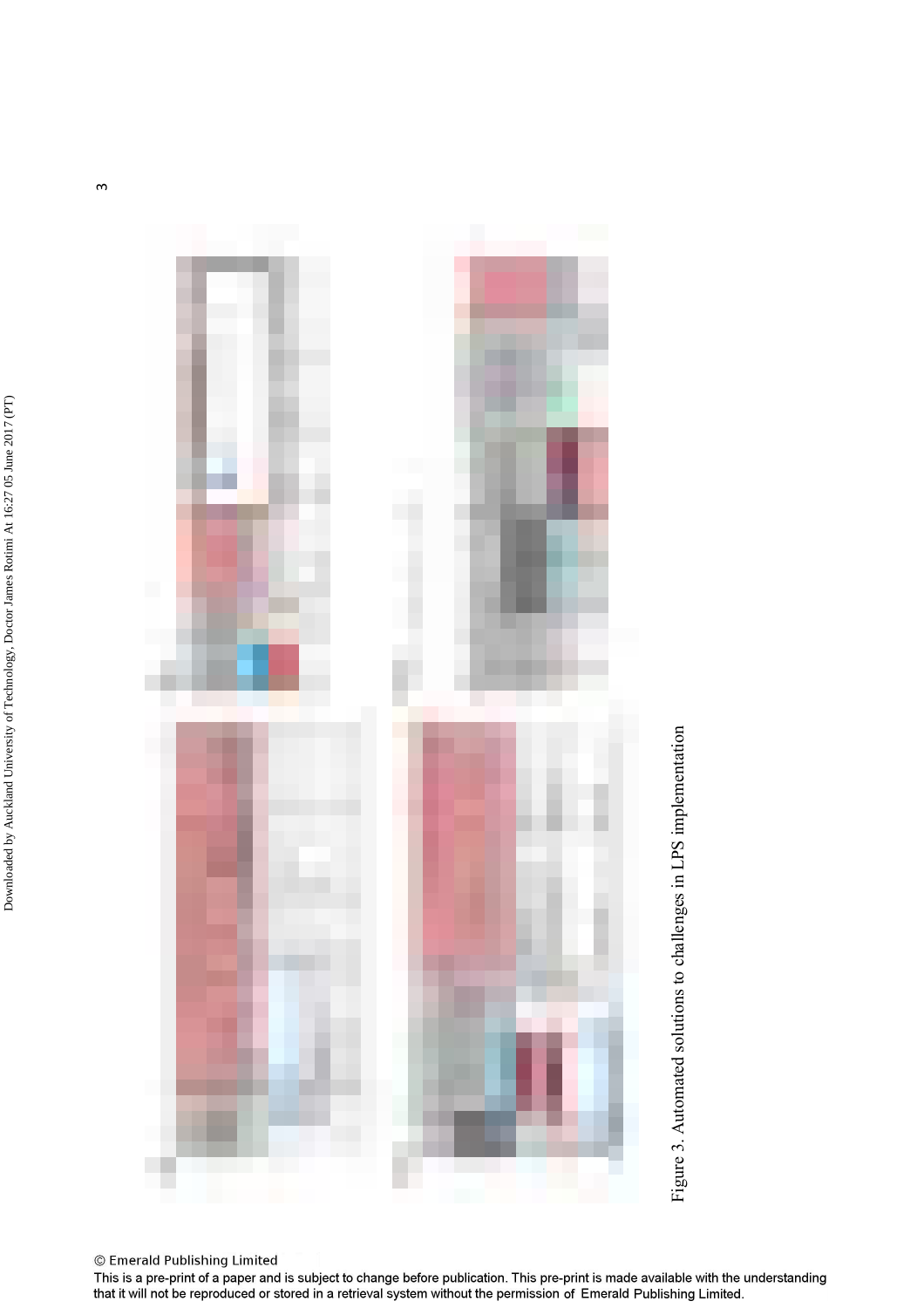Figure 3. Automated solutions to challenges in LPS implementation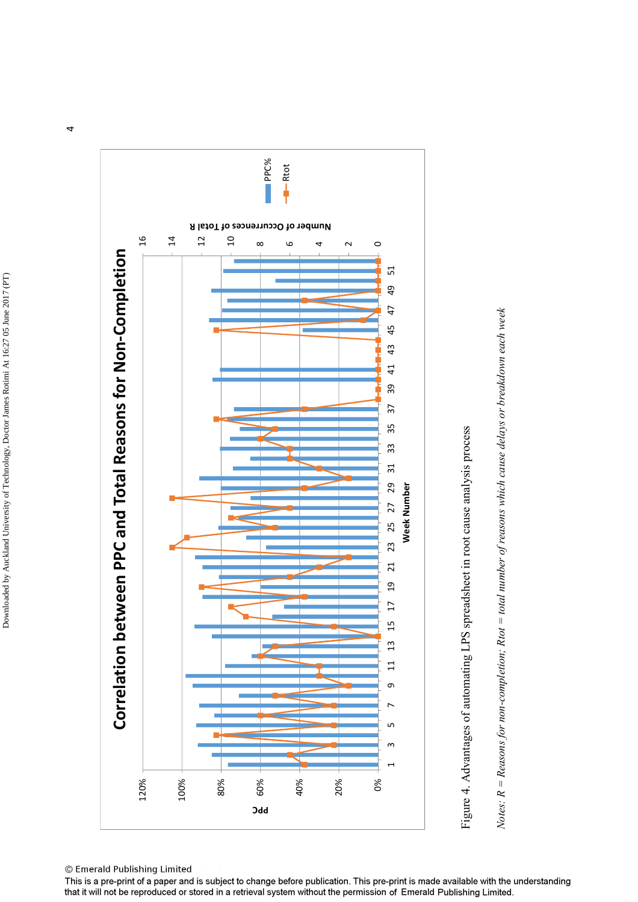Figure 4. Advantages of automating LPS spreadsheet in root cause analysis process

*Notes: R = Reasons for non-completion; Rtot = total number of reasons which cause delays or breakdown each week*

© Emerald Publishing Limited
This is a pre-print of a paper and is subject to change before publication. This pre-print is made available with the understanding that it will not be reproduced or stored in a retrieval system without the permission of Emerald Publishing Limited.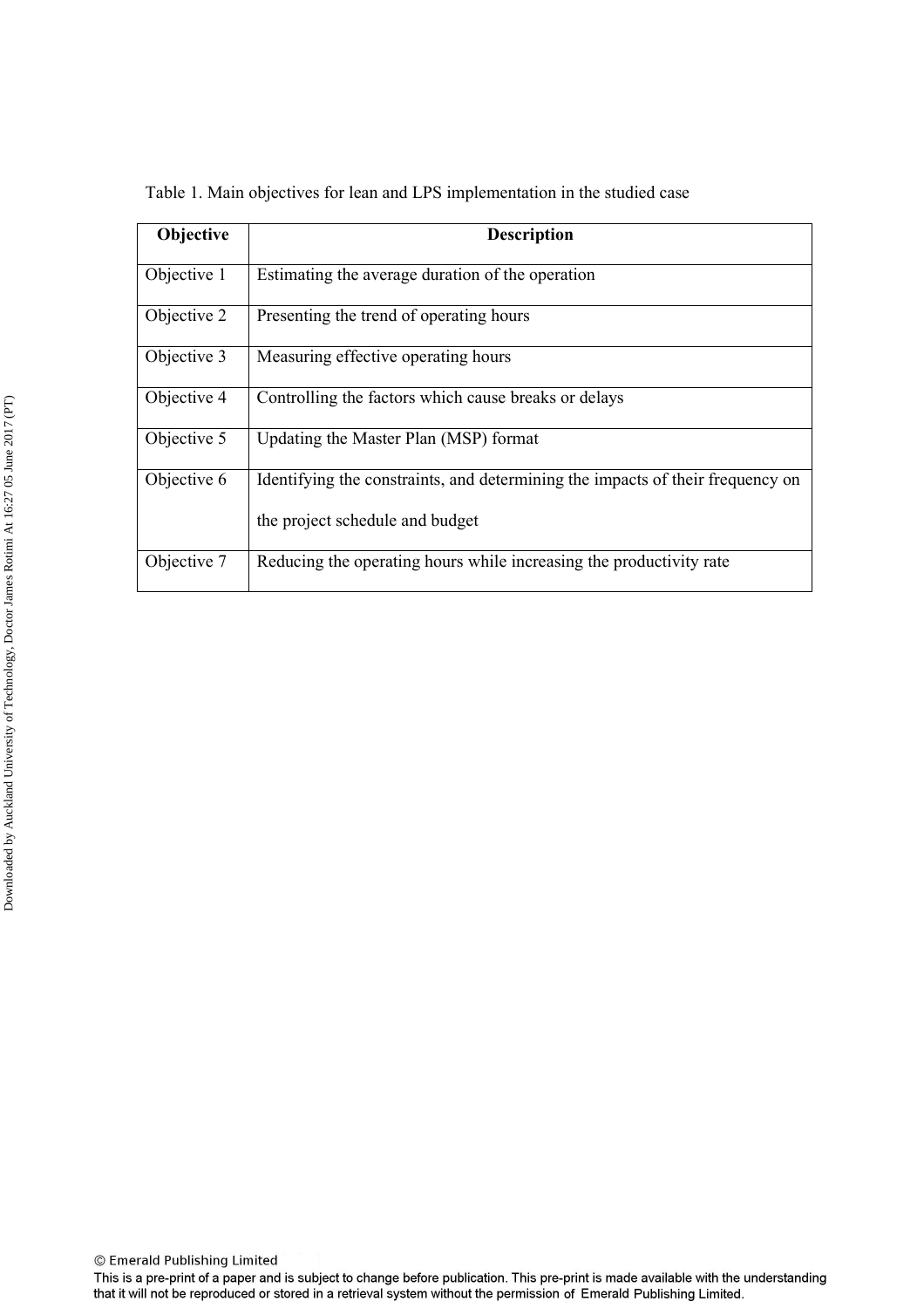Table 1. Main objectives for lean and LPS implementation in the studied case

| Objective | Description |
| --- | --- |
| Objective 1 | Estimating the average duration of the operation |
| Objective 2 | Presenting the trend of operating hours |
| Objective 3 | Measuring effective operating hours |
| Objective 4 | Controlling the factors which cause breaks or delays |
| Objective 5 | Updating the Master Plan (MSP) format |
| Objective 6 | Identifying the constraints, and determining the impacts of their frequency on the project schedule and budget |
| Objective 7 | Reducing the operating hours while increasing the productivity rate |